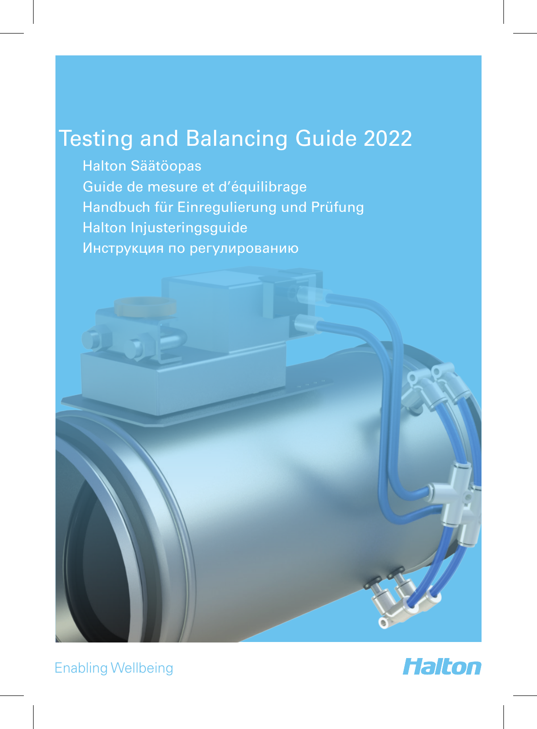# Testing and Balancing Guide 2022

Halton Säätöopas

Guide de mesure et d'équilibrage

Handbuch für Einregulierung und Prüfung

Halton Injusteringsguide

Инструкция по регулированию

Enabling Wellbeing

Halton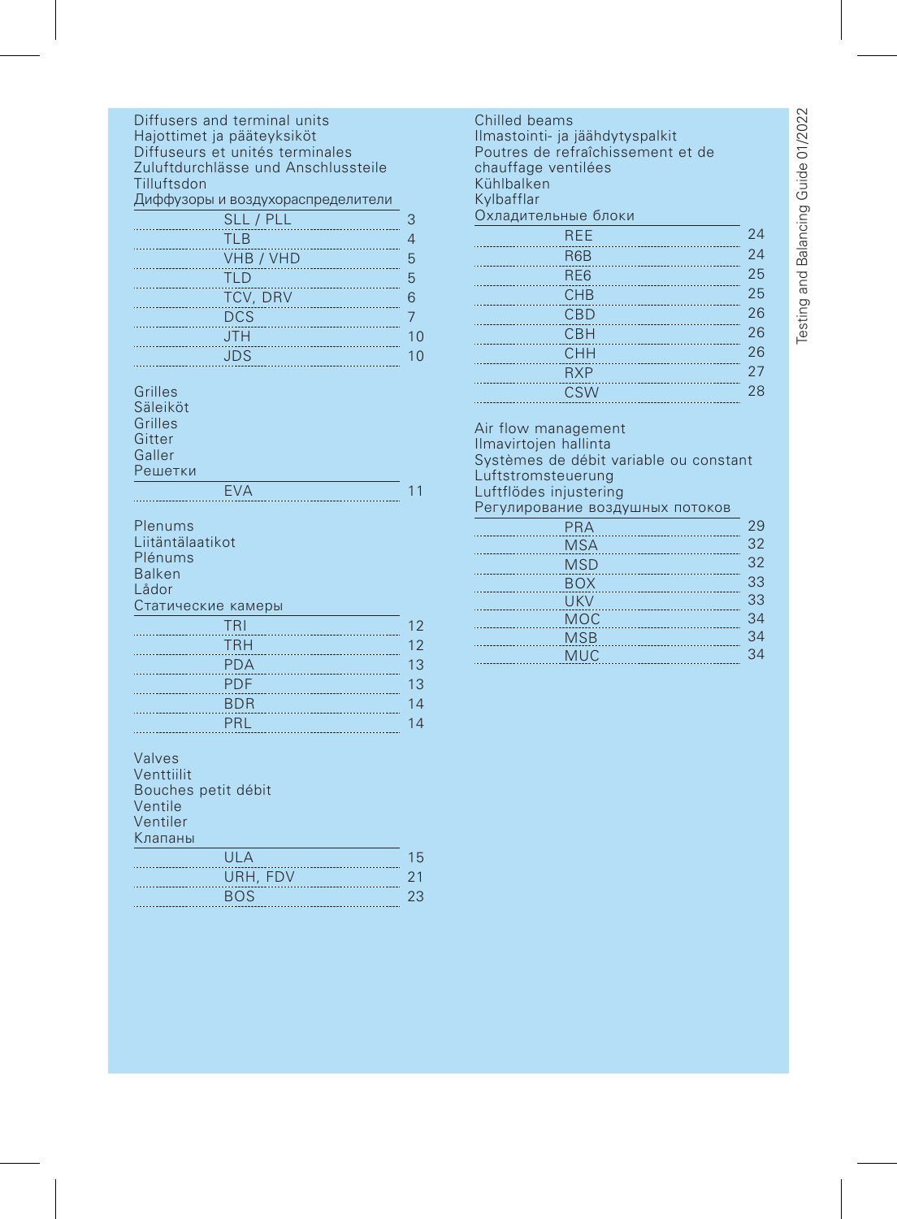## Diffusers and terminal units
Hajottimet ja pääteyksiköt
Diffuseurs et unités terminales
Zuluftdurchlässe und Anschlussteile
Tilluftsdon
Диффузоры и воздухораспределители

| | |
|---|---|
| SLL / PLL | 3 |
| TLB | 4 |
| VHB / VHD | 5 |
| TLD | 5 |
| TCV, DRV | 6 |
| DCS | 7 |
| JTH | 10 |
| JDS | 10 |

## Grilles
Säleiköt
Grilles
Gitter
Galler
Решетки

| | |
|---|---|
| EVA | 11 |

## Plenums
Liitäntälaatikot
Plénums
Balken
Lådor
Статические камеры

| | |
|---|---|
| TRI | 12 |
| TRH | 12 |
| PDA | 13 |
| PDF | 13 |
| BDR | 14 |
| PRL | 14 |

## Valves
Venttiilit
Bouches petit débit
Ventile
Ventiler
Клапаны

| | |
|---|---|
| ULA | 15 |
| URH, FDV | 21 |
| BOS | 23 |

## Chilled beams
Ilmastointi- ja jäähdytyspalkit
Poutres de refraîchissement et de chauffage ventilées
Kühlbalken
Kylbafflar
Охладительные блоки

| | |
|---|---|
| REE | 24 |
| R6B | 24 |
| RE6 | 25 |
| CHB | 25 |
| CBD | 26 |
| CBH | 26 |
| CHH | 26 |
| RXP | 27 |
| CSW | 28 |

## Air flow management
Ilmavirtojen hallinta
Systèmes de débit variable ou constant
Luftstromsteuerung
Luftflödes injustering
Регулирование воздушных потоков

| | |
|---|---|
| PRA | 29 |
| MSA | 32 |
| MSD | 32 |
| BOX | 33 |
| UKV | 33 |
| MOC | 34 |
| MSB | 34 |
| MUC | 34 |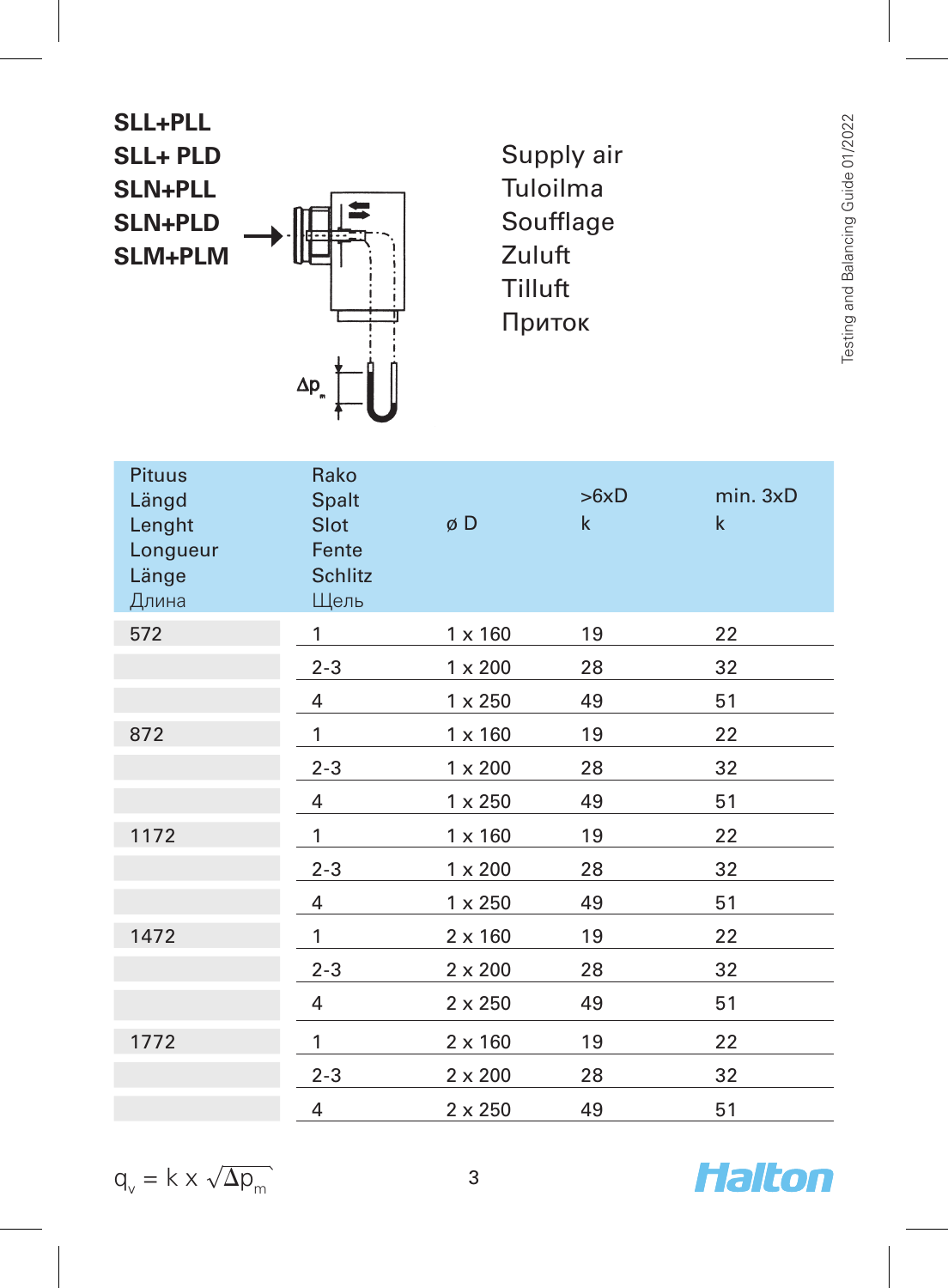**SLL+PLL**
**SLL+ PLD**
**SLN+PLL**
**SLN+PLD**
**SLM+PLM**

$\Delta p_m$

Supply air
Tuloilma
Soufflage
Zuluft
Tilluft
Приток

| Pituus<br>Längd<br>Lenght<br>Longueur<br>Länge<br>Длина | Rako<br>Spalt<br>Slot<br>Fente<br>Schlitz<br>Щель | ø D | >6xD<br>k | min. 3xD<br>k |
|---|---|---|---|---|
| 572 | 1 | 1 x 160 | 19 | 22 |
| | 2-3 | 1 x 200 | 28 | 32 |
| | 4 | 1 x 250 | 49 | 51 |
| 872 | 1 | 1 x 160 | 19 | 22 |
| | 2-3 | 1 x 200 | 28 | 32 |
| | 4 | 1 x 250 | 49 | 51 |
| 1172 | 1 | 1 x 160 | 19 | 22 |
| | 2-3 | 1 x 200 | 28 | 32 |
| | 4 | 1 x 250 | 49 | 51 |
| 1472 | 1 | 2 x 160 | 19 | 22 |
| | 2-3 | 2 x 200 | 28 | 32 |
| | 4 | 2 x 250 | 49 | 51 |
| 1772 | 1 | 2 x 160 | 19 | 22 |
| | 2-3 | 2 x 200 | 28 | 32 |
| | 4 | 2 x 250 | 49 | 51 |

$q_v = k \times \sqrt{\Delta p_m}$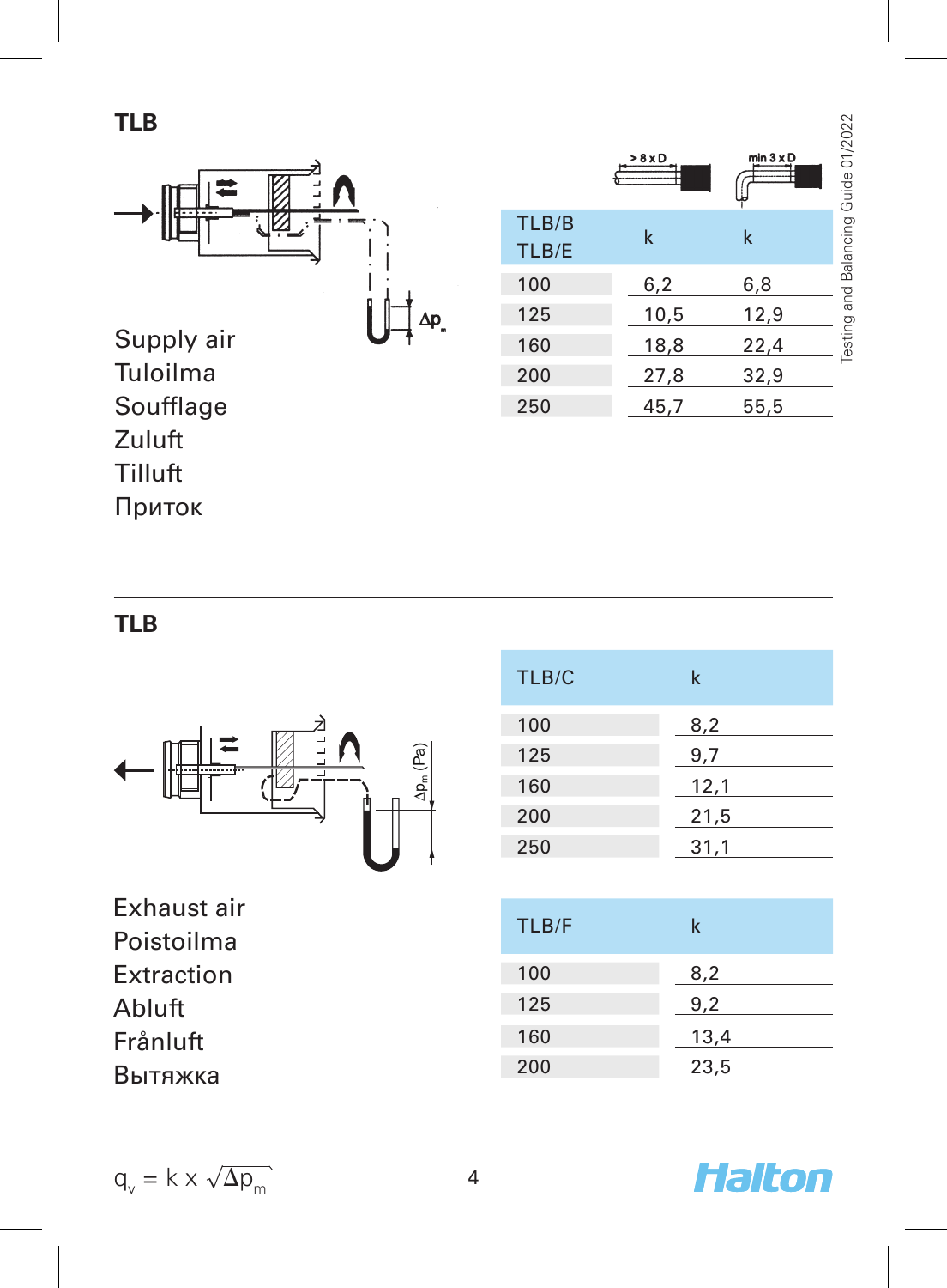## TLB

Supply air
Tuloilma
Soufflage
Zuluft
Tilluft
Приток

| TLB/B TLB/E | k (> 8 x D) | k (min 3 x D) |
|---|---|---|
| 100 | 6,2 | 6,8 |
| 125 | 10,5 | 12,9 |
| 160 | 18,8 | 22,4 |
| 200 | 27,8 | 32,9 |
| 250 | 45,7 | 55,5 |

## TLB

Exhaust air
Poistoilma
Extraction
Abluft
Frånluft
Вытяжка

| TLB/C | k |
|---|---|
| 100 | 8,2 |
| 125 | 9,7 |
| 160 | 12,1 |
| 200 | 21,5 |
| 250 | 31,1 |

| TLB/F | k |
|---|---|
| 100 | 8,2 |
| 125 | 9,2 |
| 160 | 13,4 |
| 200 | 23,5 |

$q_v = k \times \sqrt{\Delta p_m}$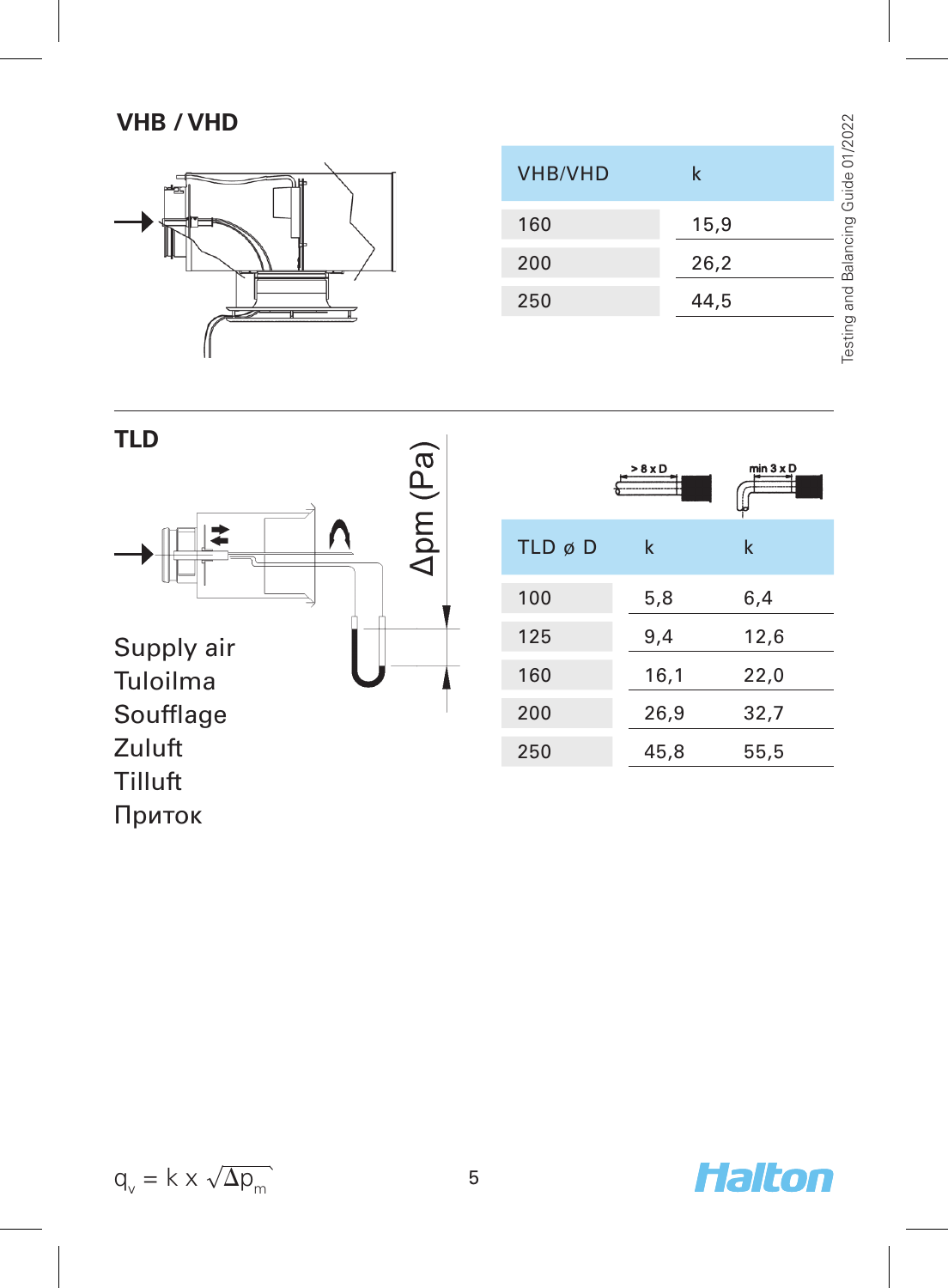## VHB / VHD

| VHB/VHD | k |
|---|---|
| 160 | 15,9 |
| 200 | 26,2 |
| 250 | 44,5 |

## TLD

Δpm (Pa)

Supply air
Tuloilma
Soufflage
Zuluft
Tilluft
Приток

| TLD ø D | k (> 8 x D) | k (min 3 x D) |
|---|---|---|
| 100 | 5,8 | 6,4 |
| 125 | 9,4 | 12,6 |
| 160 | 16,1 | 22,0 |
| 200 | 26,9 | 32,7 |
| 250 | 45,8 | 55,5 |

$$q_v = k \times \sqrt{\Delta p_m}$$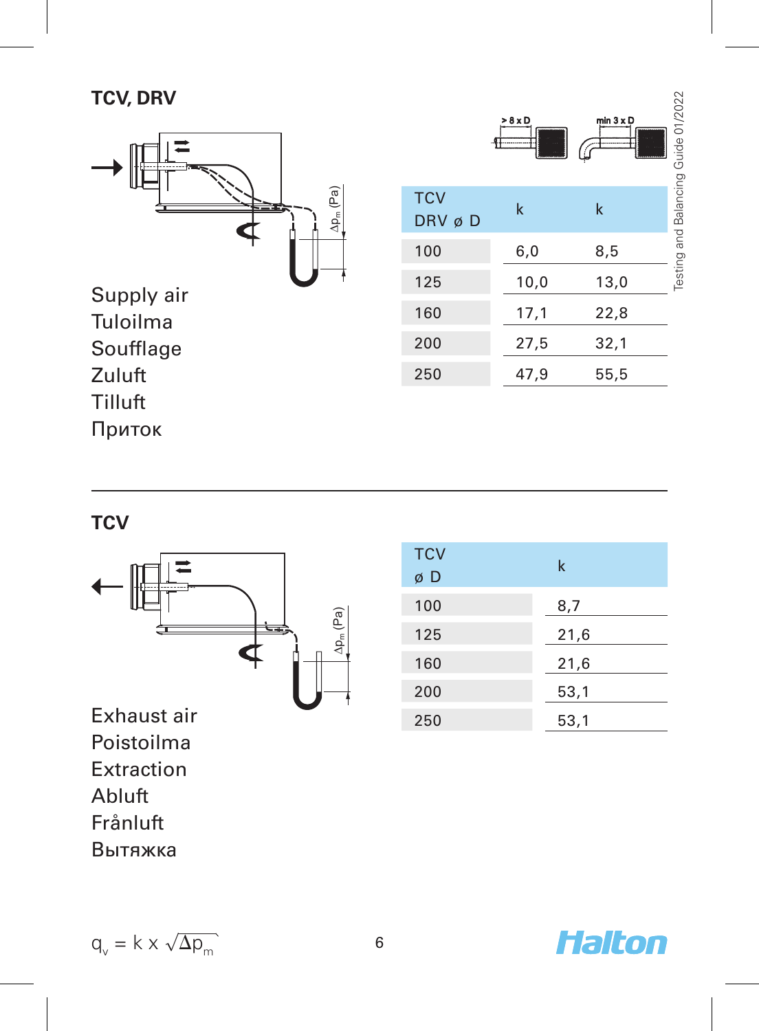## TCV, DRV

Supply air
Tuloilma
Soufflage
Zuluft
Tilluft
Приток

| TCV DRV ø D | k (> 8 x D) | k (min 3 x D) |
|---|---|---|
| 100 | 6,0 | 8,5 |
| 125 | 10,0 | 13,0 |
| 160 | 17,1 | 22,8 |
| 200 | 27,5 | 32,1 |
| 250 | 47,9 | 55,5 |

## TCV

Exhaust air
Poistoilma
Extraction
Abluft
Frånluft
Вытяжка

| TCV ø D | k |
|---|---|
| 100 | 8,7 |
| 125 | 21,6 |
| 160 | 21,6 |
| 200 | 53,1 |
| 250 | 53,1 |

$$q_v = k \times \sqrt{\Delta p_m}$$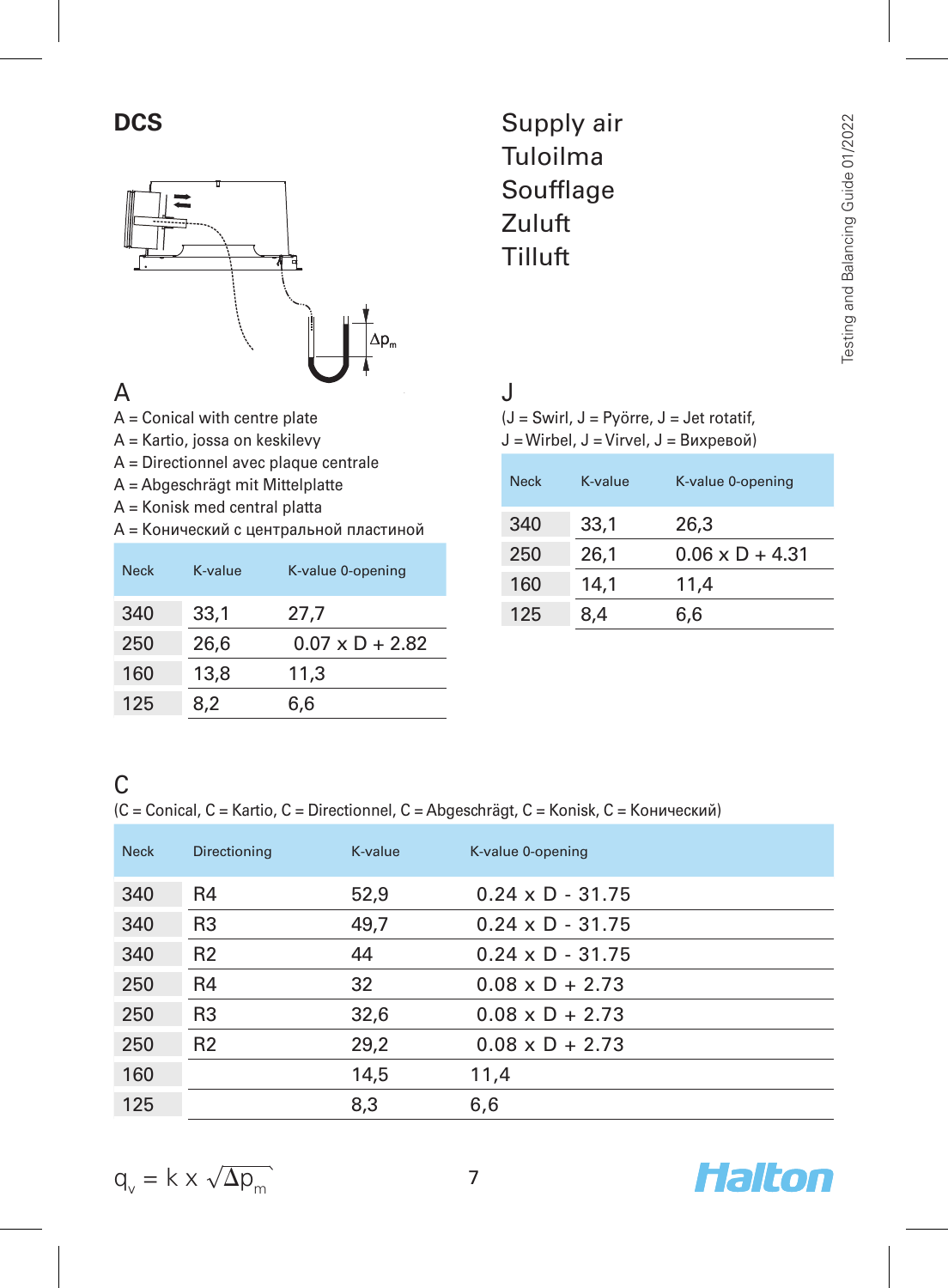# DCS

Supply air
Tuloilma
Soufflage
Zuluft
Tilluft

## A

A = Conical with centre plate
A = Kartio, jossa on keskilevy
A = Directionnel avec plaque centrale
A = Abgeschrägt mit Mittelplatte
A = Konisk med central platta
A = Конический с центральной пластиной

| Neck | K-value | K-value 0-opening |
|---|---|---|
| 340 | 33,1 | 27,7 |
| 250 | 26,6 | 0.07 x D + 2.82 |
| 160 | 13,8 | 11,3 |
| 125 | 8,2 | 6,6 |

## J

(J = Swirl, J = Pyörre, J = Jet rotatif, J = Wirbel, J = Virvel, J = Вихревой)

| Neck | K-value | K-value 0-opening |
|---|---|---|
| 340 | 33,1 | 26,3 |
| 250 | 26,1 | 0.06 x D + 4.31 |
| 160 | 14,1 | 11,4 |
| 125 | 8,4 | 6,6 |

## C

(C = Conical, C = Kartio, C = Directionnel, C = Abgeschrägt, C = Konisk, C = Конический)

| Neck | Directioning | K-value | K-value 0-opening |
|---|---|---|---|
| 340 | R4 | 52,9 | 0.24 x D - 31.75 |
| 340 | R3 | 49,7 | 0.24 x D - 31.75 |
| 340 | R2 | 44 | 0.24 x D - 31.75 |
| 250 | R4 | 32 | 0.08 x D + 2.73 |
| 250 | R3 | 32,6 | 0.08 x D + 2.73 |
| 250 | R2 | 29,2 | 0.08 x D + 2.73 |
| 160 | | 14,5 | 11,4 |
| 125 | | 8,3 | 6,6 |

$$q_v = k \times \sqrt{\Delta p_m}$$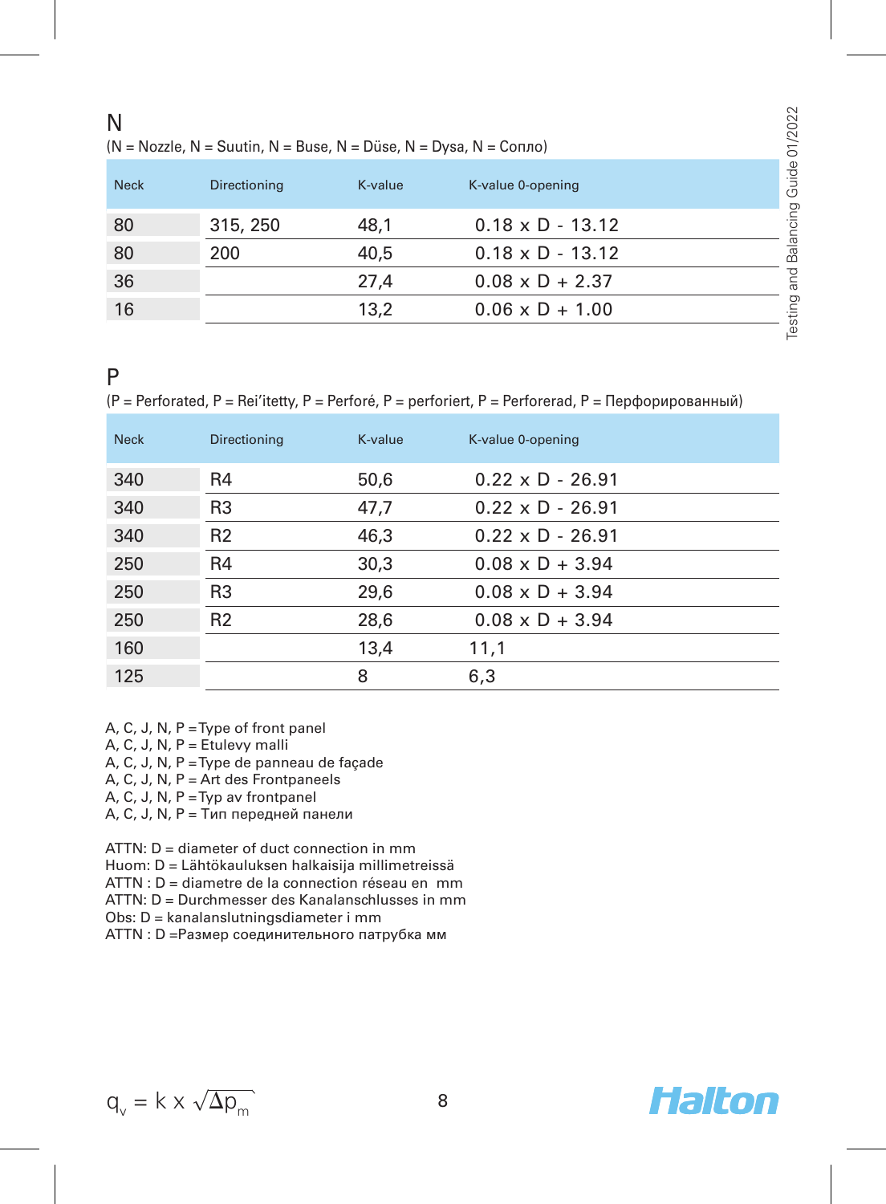## N

(N = Nozzle, N = Suutin, N = Buse, N = Düse, N = Dysa, N = Сопло)

| Neck | Directioning | K-value | K-value 0-opening |
|---|---|---|---|
| 80 | 315, 250 | 48,1 | 0.18 x D - 13.12 |
| 80 | 200 | 40,5 | 0.18 x D - 13.12 |
| 36 | | 27,4 | 0.08 x D + 2.37 |
| 16 | | 13,2 | 0.06 x D + 1.00 |

## P

(P = Perforated, P = Rei’itetty, P = Perforé, P = perforiert, P = Perforerad, P = Перфорированный)

| Neck | Directioning | K-value | K-value 0-opening |
|---|---|---|---|
| 340 | R4 | 50,6 | 0.22 x D - 26.91 |
| 340 | R3 | 47,7 | 0.22 x D - 26.91 |
| 340 | R2 | 46,3 | 0.22 x D - 26.91 |
| 250 | R4 | 30,3 | 0.08 x D + 3.94 |
| 250 | R3 | 29,6 | 0.08 x D + 3.94 |
| 250 | R2 | 28,6 | 0.08 x D + 3.94 |
| 160 | | 13,4 | 11,1 |
| 125 | | 8 | 6,3 |

A, C, J, N, P =Type of front panel
A, C, J, N, P = Etulevy malli
A, C, J, N, P =Type de panneau de façade
A, C, J, N, P = Art des Frontpaneels
A, C, J, N, P =Typ av frontpanel
A, C, J, N, P = Тип передней панели

ATTN: D = diameter of duct connection in mm
Huom: D = Lähtökauluksen halkaisija millimetreissä
ATTN : D = diametre de la connection réseau en mm
ATTN: D = Durchmesser des Kanalanschlusses in mm
Obs: D = kanalanslutningsdiameter i mm
ATTN : D =Размер соединительного патрубка мм

$q_v = k \times \sqrt{\Delta p_m}$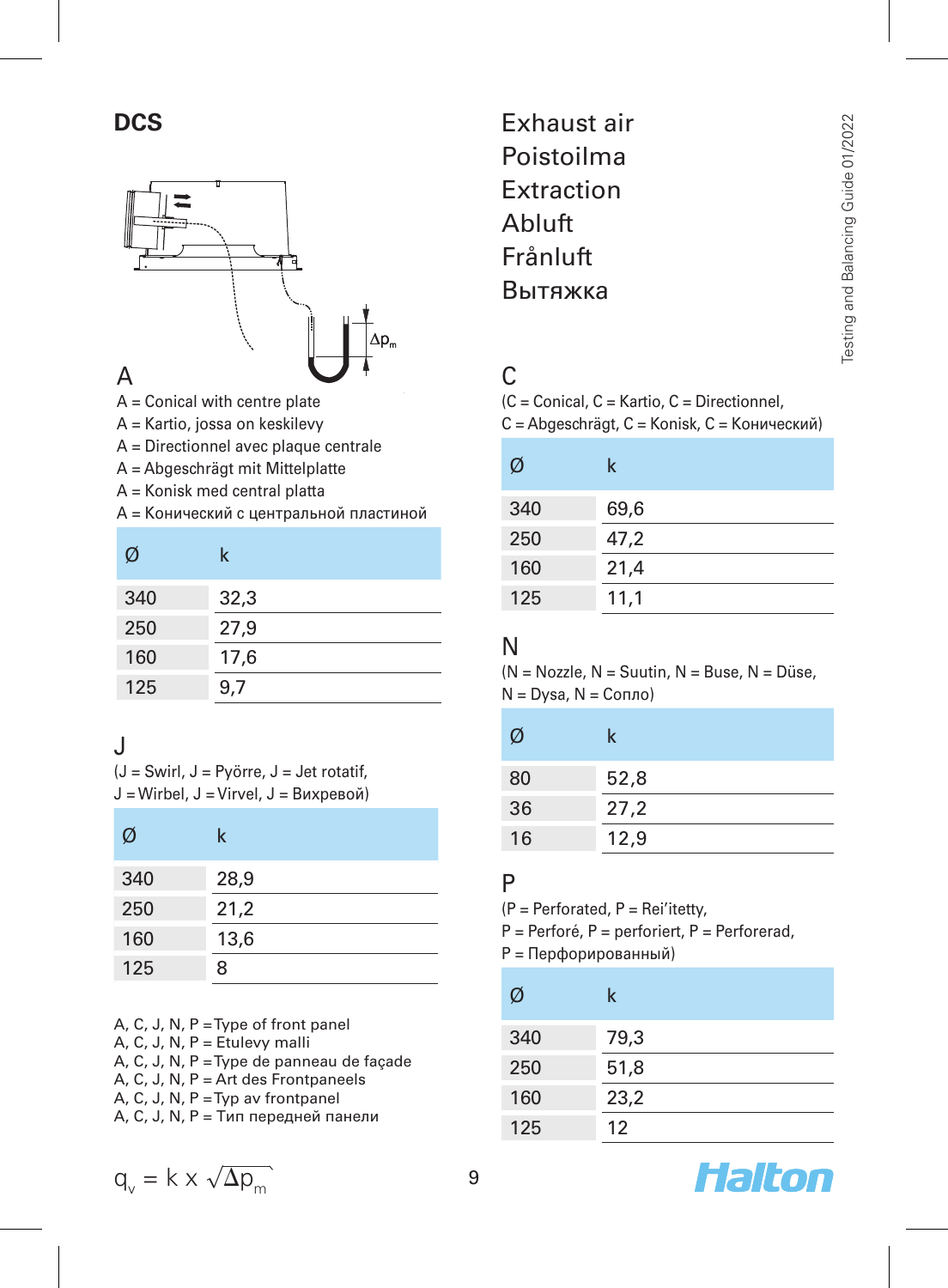# DCS

# Exhaust air
# Poistoilma
# Extraction
# Abluft
# Frånluft
# Вытяжка

## A

A = Conical with centre plate
A = Kartio, jossa on keskilevy
A = Directionnel avec plaque centrale
A = Abgeschrägt mit Mittelplatte
A = Konisk med central platta
A = Конический с центральной пластиной

| Ø | k |
|---|---|
| 340 | 32,3 |
| 250 | 27,9 |
| 160 | 17,6 |
| 125 | 9,7 |

## J

(J = Swirl, J = Pyörre, J = Jet rotatif,
J = Wirbel, J = Virvel, J = Вихревой)

| Ø | k |
|---|---|
| 340 | 28,9 |
| 250 | 21,2 |
| 160 | 13,6 |
| 125 | 8 |

A, C, J, N, P = Type of front panel
A, C, J, N, P = Etulevy malli
A, C, J, N, P = Type de panneau de façade
A, C, J, N, P = Art des Frontpaneels
A, C, J, N, P = Typ av frontpanel
A, C, J, N, P = Тип передней панели

$$q_v = k \times \sqrt{\Delta p_m}$$

## C

(C = Conical, C = Kartio, C = Directionnel,
C = Abgeschrägt, C = Konisk, C = Конический)

| Ø | k |
|---|---|
| 340 | 69,6 |
| 250 | 47,2 |
| 160 | 21,4 |
| 125 | 11,1 |

## N

(N = Nozzle, N = Suutin, N = Buse, N = Düse,
N = Dysa, N = Сопло)

| Ø | k |
|---|---|
| 80 | 52,8 |
| 36 | 27,2 |
| 16 | 12,9 |

## P

(P = Perforated, P = Rei'itetty,
P = Perforé, P = perforiert, P = Perforerad,
P = Перфорированный)

| Ø | k |
|---|---|
| 340 | 79,3 |
| 250 | 51,8 |
| 160 | 23,2 |
| 125 | 12 |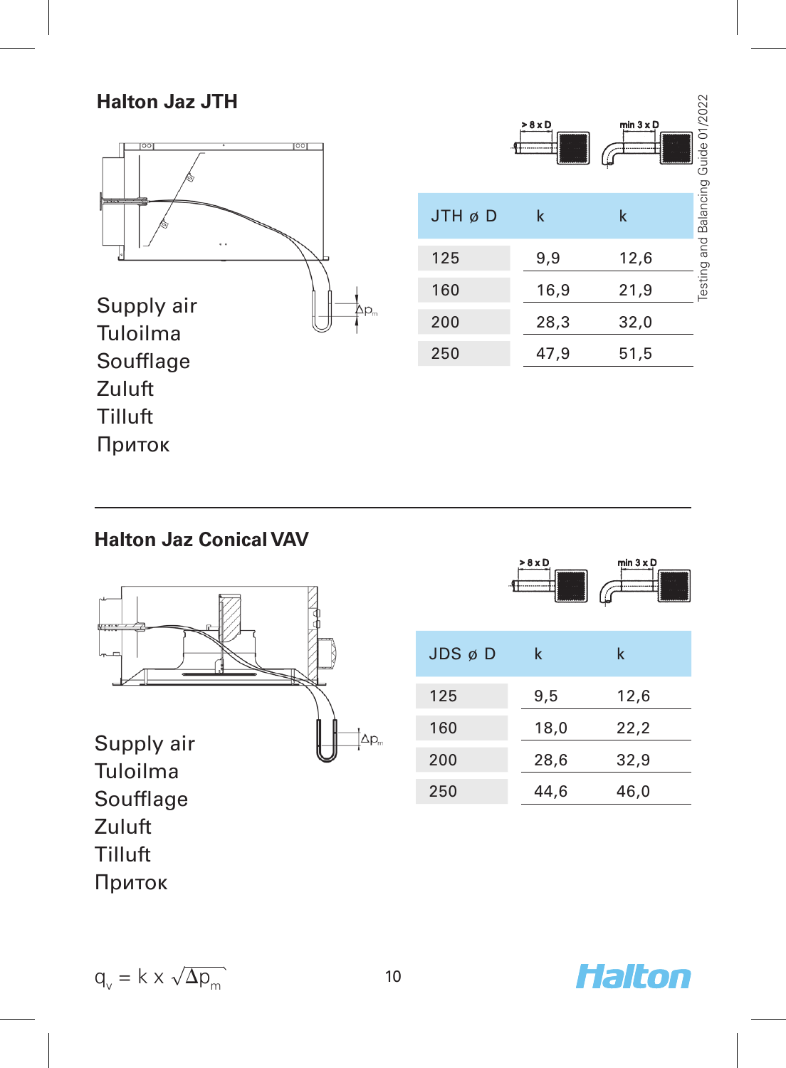## Halton Jaz JTH

Supply air
Tuloilma
Soufflage
Zuluft
Tilluft
Приток

| JTH ø D | k (> 8 x D) | k (min 3 x D) |
|---|---|---|
| 125 | 9,9 | 12,6 |
| 160 | 16,9 | 21,9 |
| 200 | 28,3 | 32,0 |
| 250 | 47,9 | 51,5 |

## Halton Jaz Conical VAV

Supply air
Tuloilma
Soufflage
Zuluft
Tilluft
Приток

| JDS ø D | k (> 8 x D) | k (min 3 x D) |
|---|---|---|
| 125 | 9,5 | 12,6 |
| 160 | 18,0 | 22,2 |
| 200 | 28,6 | 32,9 |
| 250 | 44,6 | 46,0 |

$$q_v = k \times \sqrt{\Delta p_m}$$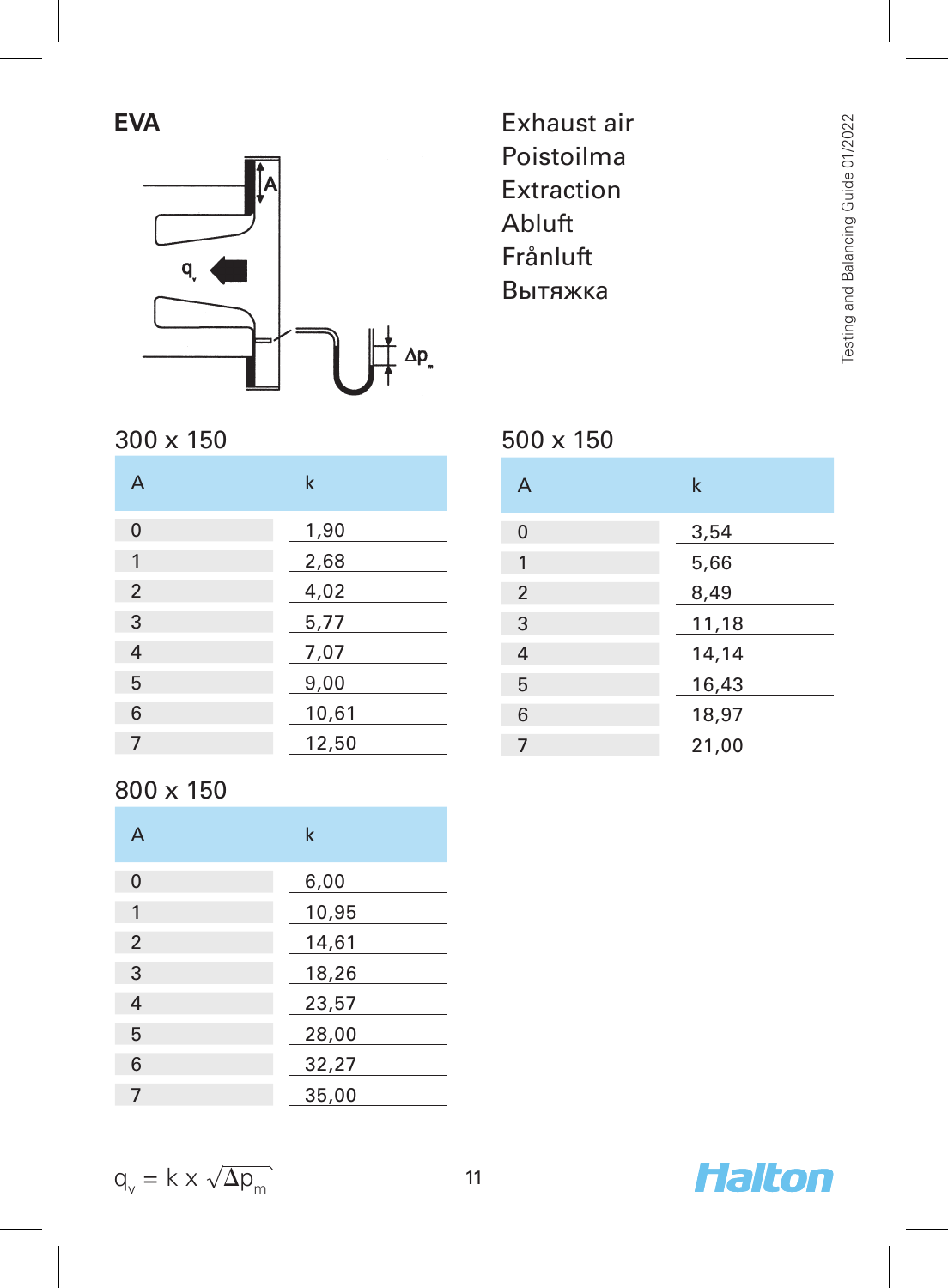## EVA

Exhaust air
Poistoilma
Extraction
Abluft
Frånluft
Вытяжка

### 300 x 150

| A | k |
|---|---|
| 0 | 1,90 |
| 1 | 2,68 |
| 2 | 4,02 |
| 3 | 5,77 |
| 4 | 7,07 |
| 5 | 9,00 |
| 6 | 10,61 |
| 7 | 12,50 |

### 500 x 150

| A | k |
|---|---|
| 0 | 3,54 |
| 1 | 5,66 |
| 2 | 8,49 |
| 3 | 11,18 |
| 4 | 14,14 |
| 5 | 16,43 |
| 6 | 18,97 |
| 7 | 21,00 |

### 800 x 150

| A | k |
|---|---|
| 0 | 6,00 |
| 1 | 10,95 |
| 2 | 14,61 |
| 3 | 18,26 |
| 4 | 23,57 |
| 5 | 28,00 |
| 6 | 32,27 |
| 7 | 35,00 |

$$q_v = k \times \sqrt{\Delta p_m}$$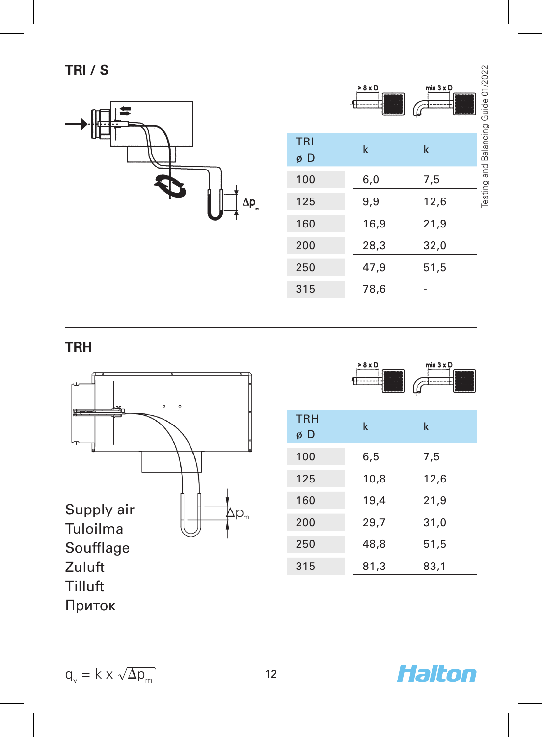## TRI / S

| TRI ø D | k | k |
|---|---|---|
| 100 | 6,0 | 7,5 |
| 125 | 9,9 | 12,6 |
| 160 | 16,9 | 21,9 |
| 200 | 28,3 | 32,0 |
| 250 | 47,9 | 51,5 |
| 315 | 78,6 | - |

## TRH

| TRH ø D | k | k |
|---|---|---|
| 100 | 6,5 | 7,5 |
| 125 | 10,8 | 12,6 |
| 160 | 19,4 | 21,9 |
| 200 | 29,7 | 31,0 |
| 250 | 48,8 | 51,5 |
| 315 | 81,3 | 83,1 |

Supply air
Tuloilma
Soufflage
Zuluft
Tilluft
Приток

$q_v = k \times \sqrt{\Delta p_m}$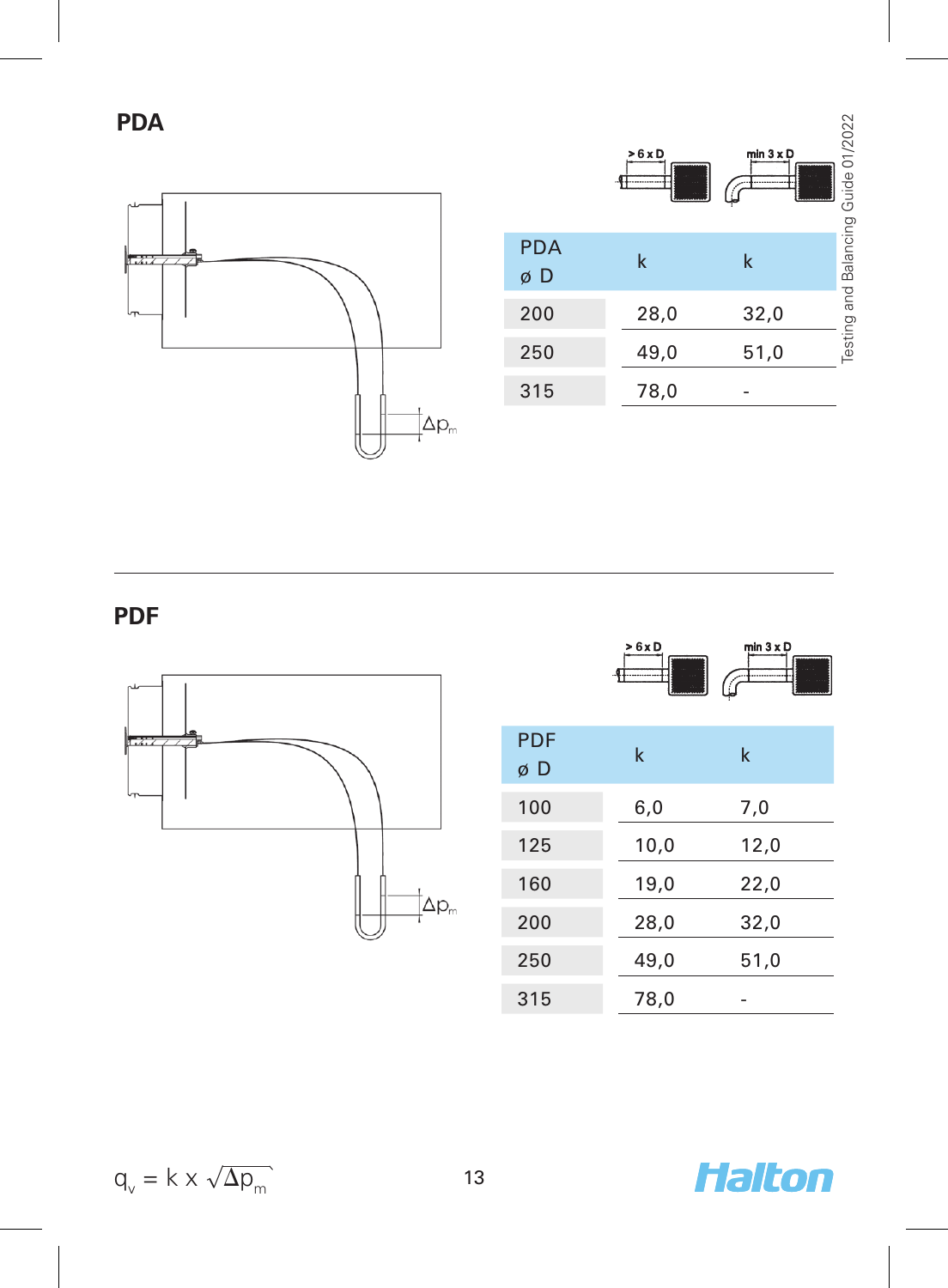## PDA

| PDA ø D | k | k |
|---|---|---|
| 200 | 28,0 | 32,0 |
| 250 | 49,0 | 51,0 |
| 315 | 78,0 | - |

## PDF

| PDF ø D | k | k |
|---|---|---|
| 100 | 6,0 | 7,0 |
| 125 | 10,0 | 12,0 |
| 160 | 19,0 | 22,0 |
| 200 | 28,0 | 32,0 |
| 250 | 49,0 | 51,0 |
| 315 | 78,0 | - |

$$q_v = k \times \sqrt{\Delta p_m}$$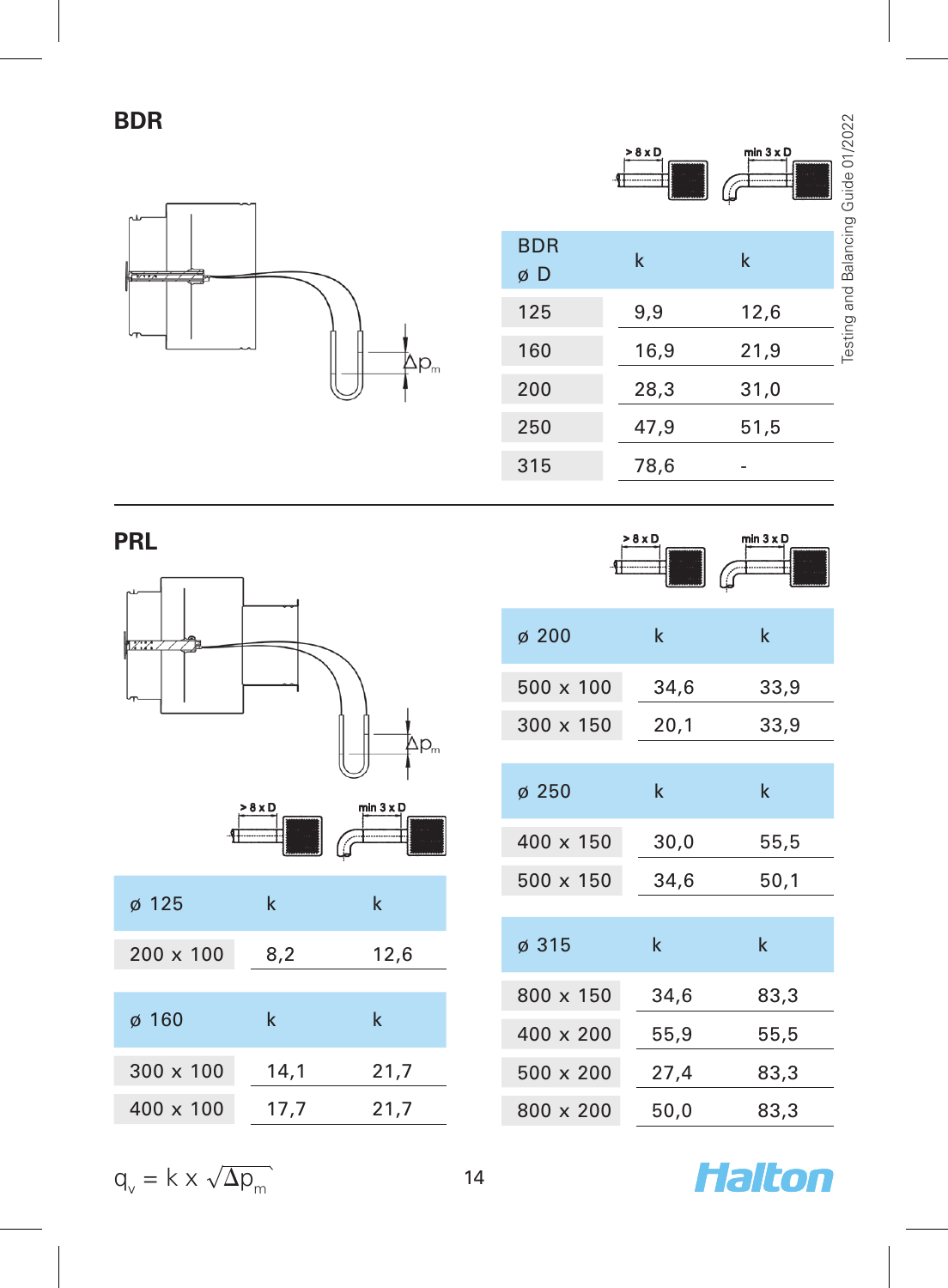## BDR

| BDR ø D | k | k |
|---|---|---|
| 125 | 9,9 | 12,6 |
| 160 | 16,9 | 21,9 |
| 200 | 28,3 | 31,0 |
| 250 | 47,9 | 51,5 |
| 315 | 78,6 | - |

## PRL

| ø 125 | k | k |
|---|---|---|
| 200 x 100 | 8,2 | 12,6 |

| ø 160 | k | k |
|---|---|---|
| 300 x 100 | 14,1 | 21,7 |
| 400 x 100 | 17,7 | 21,7 |

| ø 200 | k | k |
|---|---|---|
| 500 x 100 | 34,6 | 33,9 |
| 300 x 150 | 20,1 | 33,9 |

| ø 250 | k | k |
|---|---|---|
| 400 x 150 | 30,0 | 55,5 |
| 500 x 150 | 34,6 | 50,1 |

| ø 315 | k | k |
|---|---|---|
| 800 x 150 | 34,6 | 83,3 |
| 400 x 200 | 55,9 | 55,5 |
| 500 x 200 | 27,4 | 83,3 |
| 800 x 200 | 50,0 | 83,3 |

$$q_v = k \times \sqrt{\Delta p_m}$$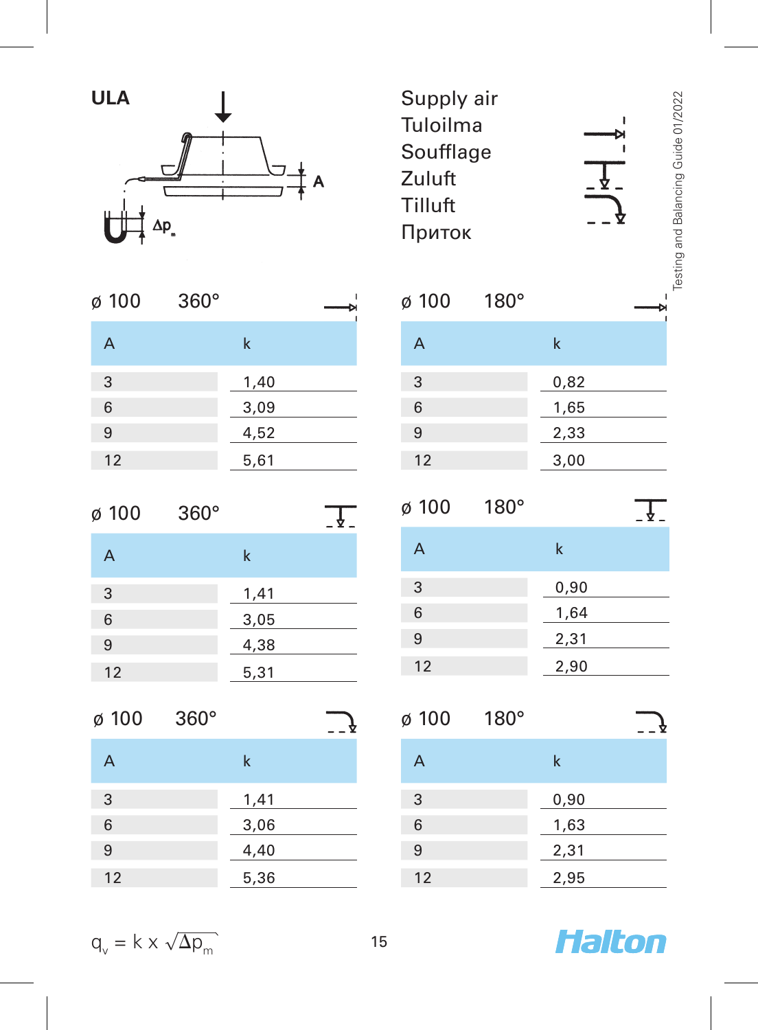## ULA

A

$\Delta p_m$

Supply air
Tuloilma
Soufflage
Zuluft
Tilluft
Приток

Testing and Balancing Guide 01/2022

### ø 100 360°

| A | k |
|---|---|
| 3 | 1,40 |
| 6 | 3,09 |
| 9 | 4,52 |
| 12 | 5,61 |

### ø 100 180°

| A | k |
|---|---|
| 3 | 0,82 |
| 6 | 1,65 |
| 9 | 2,33 |
| 12 | 3,00 |

### ø 100 360°

| A | k |
|---|---|
| 3 | 1,41 |
| 6 | 3,05 |
| 9 | 4,38 |
| 12 | 5,31 |

### ø 100 180°

| A | k |
|---|---|
| 3 | 0,90 |
| 6 | 1,64 |
| 9 | 2,31 |
| 12 | 2,90 |

### ø 100 360°

| A | k |
|---|---|
| 3 | 1,41 |
| 6 | 3,06 |
| 9 | 4,40 |
| 12 | 5,36 |

### ø 100 180°

| A | k |
|---|---|
| 3 | 0,90 |
| 6 | 1,63 |
| 9 | 2,31 |
| 12 | 2,95 |

$q_v = k \times \sqrt{\Delta p_m}$

Halton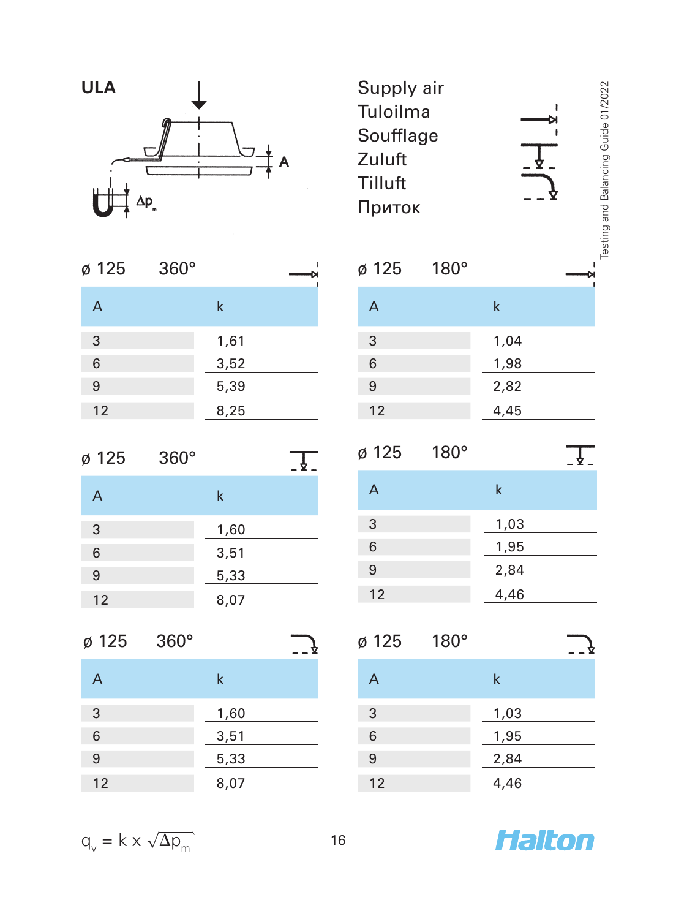## ULA

A

$\Delta p_m$

Supply air
Tuloilma
Soufflage
Zuluft
Tilluft
Приток

ø 125 360°

| A | k |
|---|---|
| 3 | 1,61 |
| 6 | 3,52 |
| 9 | 5,39 |
| 12 | 8,25 |

ø 125 180°

| A | k |
|---|---|
| 3 | 1,04 |
| 6 | 1,98 |
| 9 | 2,82 |
| 12 | 4,45 |

ø 125 360°

| A | k |
|---|---|
| 3 | 1,60 |
| 6 | 3,51 |
| 9 | 5,33 |
| 12 | 8,07 |

ø 125 180°

| A | k |
|---|---|
| 3 | 1,03 |
| 6 | 1,95 |
| 9 | 2,84 |
| 12 | 4,46 |

ø 125 360°

| A | k |
|---|---|
| 3 | 1,60 |
| 6 | 3,51 |
| 9 | 5,33 |
| 12 | 8,07 |

ø 125 180°

| A | k |
|---|---|
| 3 | 1,03 |
| 6 | 1,95 |
| 9 | 2,84 |
| 12 | 4,46 |

$q_v = k \times \sqrt{\Delta p_m}$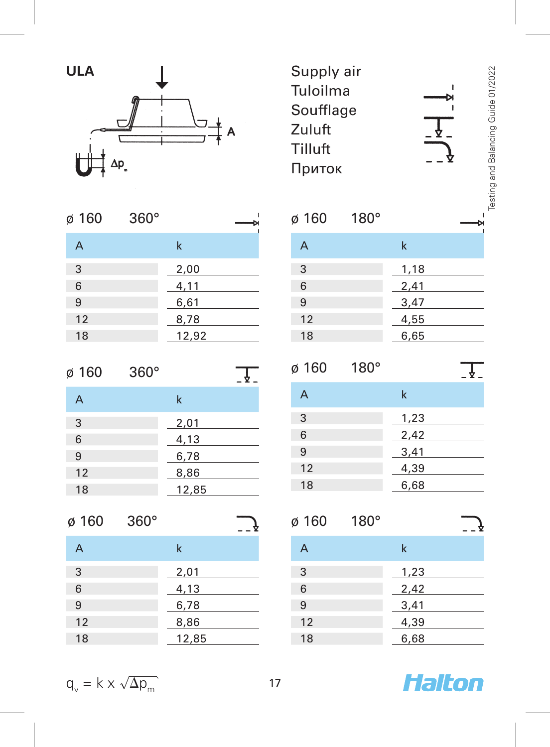## ULA

A

$\Delta p_m$

Supply air
Tuloilma
Soufflage
Zuluft
Tilluft
Приток

**ø 160 360°**

| A | k |
|---|---|
| 3 | 2,00 |
| 6 | 4,11 |
| 9 | 6,61 |
| 12 | 8,78 |
| 18 | 12,92 |

**ø 160 180°**

| A | k |
|---|---|
| 3 | 1,18 |
| 6 | 2,41 |
| 9 | 3,47 |
| 12 | 4,55 |
| 18 | 6,65 |

**ø 160 360°**

| A | k |
|---|---|
| 3 | 2,01 |
| 6 | 4,13 |
| 9 | 6,78 |
| 12 | 8,86 |
| 18 | 12,85 |

**ø 160 180°**

| A | k |
|---|---|
| 3 | 1,23 |
| 6 | 2,42 |
| 9 | 3,41 |
| 12 | 4,39 |
| 18 | 6,68 |

**ø 160 360°**

| A | k |
|---|---|
| 3 | 2,01 |
| 6 | 4,13 |
| 9 | 6,78 |
| 12 | 8,86 |
| 18 | 12,85 |

**ø 160 180°**

| A | k |
|---|---|
| 3 | 1,23 |
| 6 | 2,42 |
| 9 | 3,41 |
| 12 | 4,39 |
| 18 | 6,68 |

$q_v = k \times \sqrt{\Delta p_m}$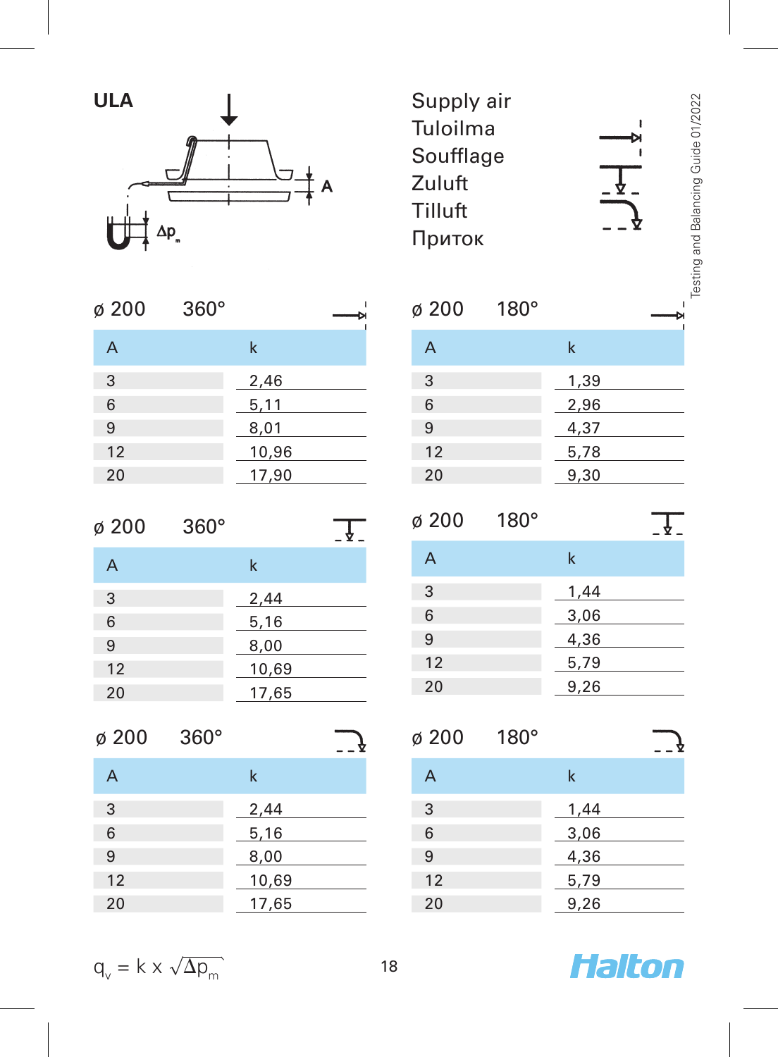# ULA

A

$\Delta p_m$

Supply air
Tuloilma
Soufflage
Zuluft
Tilluft
Приток

Testing and Balancing Guide 01/2022

## ø 200 360°

| A | k |
|---|---|
| 3 | 2,46 |
| 6 | 5,11 |
| 9 | 8,01 |
| 12 | 10,96 |
| 20 | 17,90 |

## ø 200 180°

| A | k |
|---|---|
| 3 | 1,39 |
| 6 | 2,96 |
| 9 | 4,37 |
| 12 | 5,78 |
| 20 | 9,30 |

## ø 200 360°

| A | k |
|---|---|
| 3 | 2,44 |
| 6 | 5,16 |
| 9 | 8,00 |
| 12 | 10,69 |
| 20 | 17,65 |

## ø 200 180°

| A | k |
|---|---|
| 3 | 1,44 |
| 6 | 3,06 |
| 9 | 4,36 |
| 12 | 5,79 |
| 20 | 9,26 |

## ø 200 360°

| A | k |
|---|---|
| 3 | 2,44 |
| 6 | 5,16 |
| 9 | 8,00 |
| 12 | 10,69 |
| 20 | 17,65 |

## ø 200 180°

| A | k |
|---|---|
| 3 | 1,44 |
| 6 | 3,06 |
| 9 | 4,36 |
| 12 | 5,79 |
| 20 | 9,26 |

$q_v = k \times \sqrt{\Delta p_m}$

Halton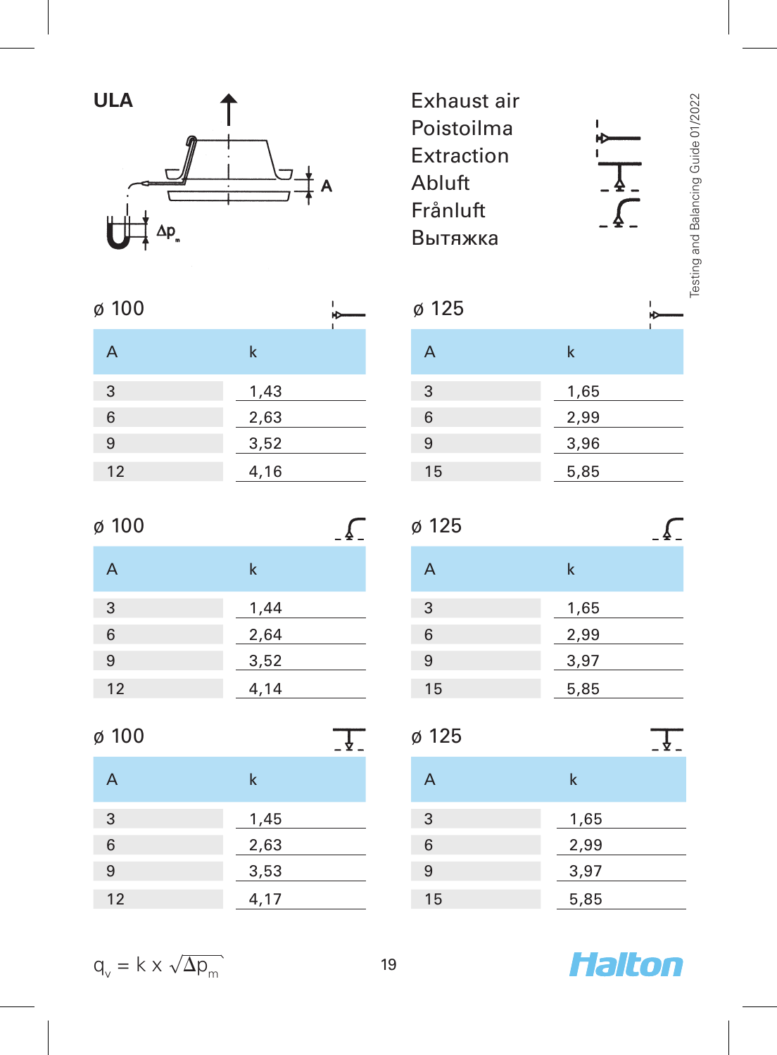# ULA

A

$\Delta p_m$

Exhaust air
Poistoilma
Extraction
Abluft
Frånluft
Вытяжка

Testing and Balancing Guide 01/2022

## ø 100

| A | k |
|---|---|
| 3 | 1,43 |
| 6 | 2,63 |
| 9 | 3,52 |
| 12 | 4,16 |

## ø 125

| A | k |
|---|---|
| 3 | 1,65 |
| 6 | 2,99 |
| 9 | 3,96 |
| 15 | 5,85 |

## ø 100

| A | k |
|---|---|
| 3 | 1,44 |
| 6 | 2,64 |
| 9 | 3,52 |
| 12 | 4,14 |

## ø 125

| A | k |
|---|---|
| 3 | 1,65 |
| 6 | 2,99 |
| 9 | 3,97 |
| 15 | 5,85 |

## ø 100

| A | k |
|---|---|
| 3 | 1,45 |
| 6 | 2,63 |
| 9 | 3,53 |
| 12 | 4,17 |

## ø 125

| A | k |
|---|---|
| 3 | 1,65 |
| 6 | 2,99 |
| 9 | 3,97 |
| 15 | 5,85 |

$$q_v = k \times \sqrt{\Delta p_m}$$

Halton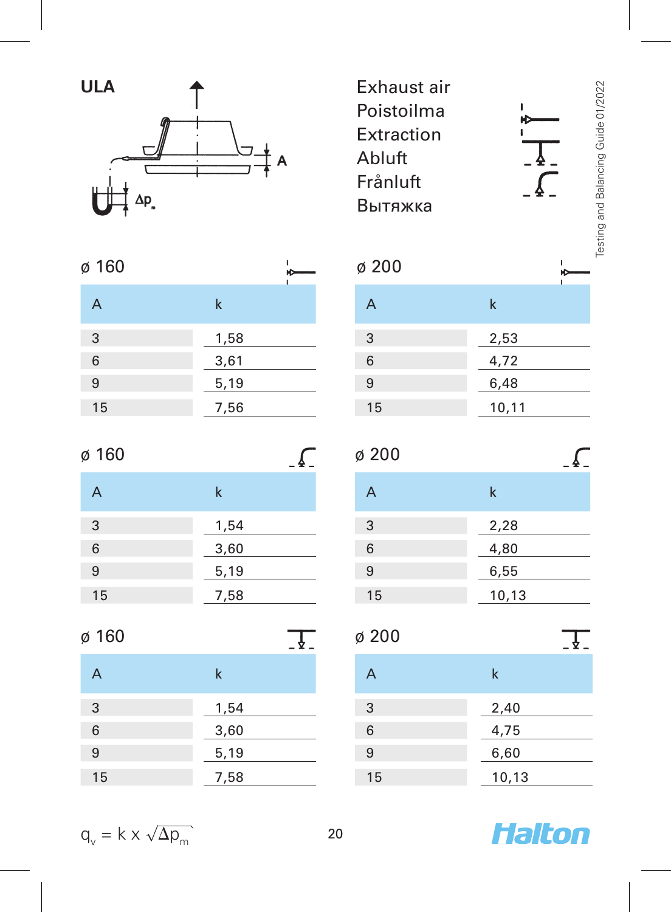# ULA

A

$\Delta p_m$

Exhaust air
Poistoilma
Extraction
Abluft
Frånluft
Вытяжка

### ø 160

| A | k |
|---|---|
| 3 | 1,58 |
| 6 | 3,61 |
| 9 | 5,19 |
| 15 | 7,56 |

### ø 200

| A | k |
|---|---|
| 3 | 2,53 |
| 6 | 4,72 |
| 9 | 6,48 |
| 15 | 10,11 |

### ø 160

| A | k |
|---|---|
| 3 | 1,54 |
| 6 | 3,60 |
| 9 | 5,19 |
| 15 | 7,58 |

### ø 200

| A | k |
|---|---|
| 3 | 2,28 |
| 6 | 4,80 |
| 9 | 6,55 |
| 15 | 10,13 |

### ø 160

| A | k |
|---|---|
| 3 | 1,54 |
| 6 | 3,60 |
| 9 | 5,19 |
| 15 | 7,58 |

### ø 200

| A | k |
|---|---|
| 3 | 2,40 |
| 6 | 4,75 |
| 9 | 6,60 |
| 15 | 10,13 |

$q_v = k \times \sqrt{\Delta p_m}$

Halton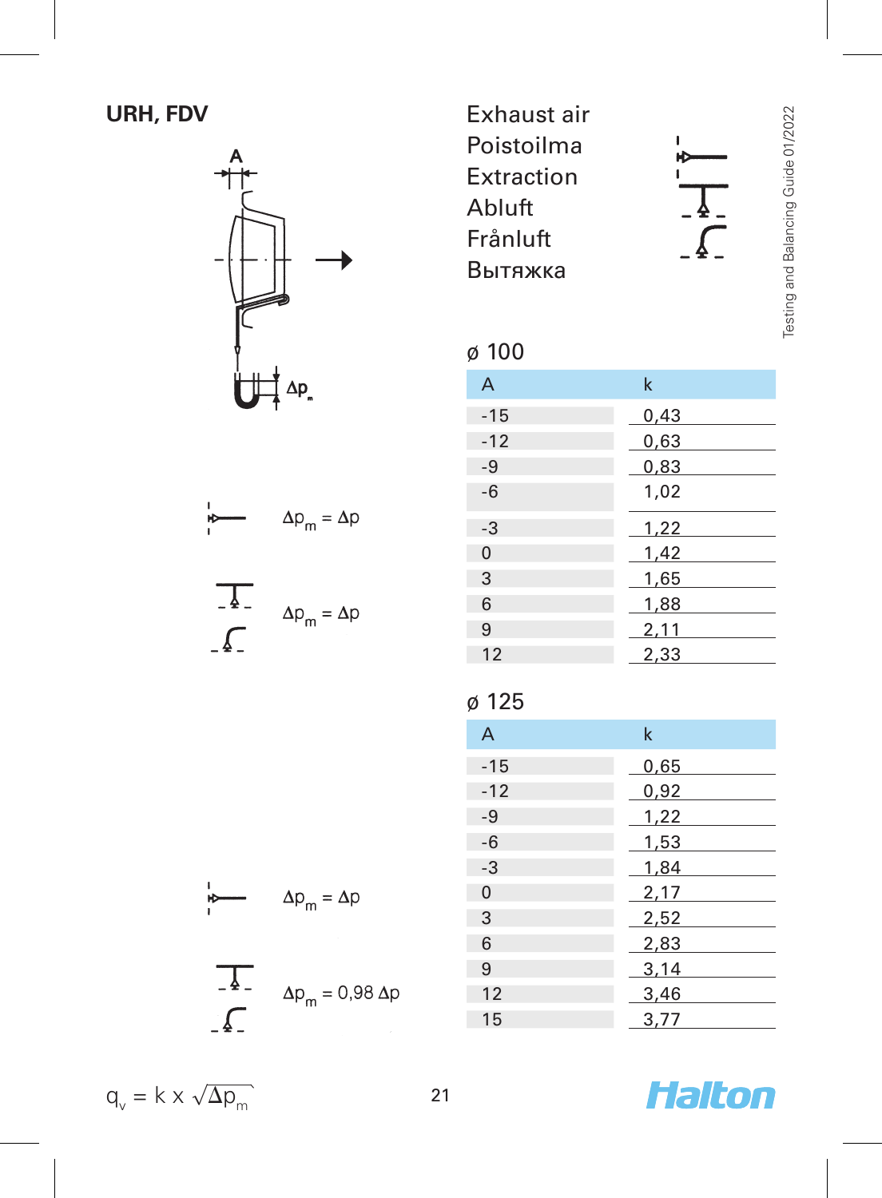## URH, FDV

Exhaust air
Poistoilma
Extraction
Abluft
Frånluft
Вытяжка

### ø 100

$\Delta p_m = \Delta p$

$\Delta p_m = \Delta p$

| A | k |
|---|---|
| -15 | 0,43 |
| -12 | 0,63 |
| -9 | 0,83 |
| -6 | 1,02 |
| -3 | 1,22 |
| 0 | 1,42 |
| 3 | 1,65 |
| 6 | 1,88 |
| 9 | 2,11 |
| 12 | 2,33 |

### ø 125

$\Delta p_m = \Delta p$

$\Delta p_m = 0{,}98\ \Delta p$

| A | k |
|---|---|
| -15 | 0,65 |
| -12 | 0,92 |
| -9 | 1,22 |
| -6 | 1,53 |
| -3 | 1,84 |
| 0 | 2,17 |
| 3 | 2,52 |
| 6 | 2,83 |
| 9 | 3,14 |
| 12 | 3,46 |
| 15 | 3,77 |

$q_v = k \times \sqrt{\Delta p_m}$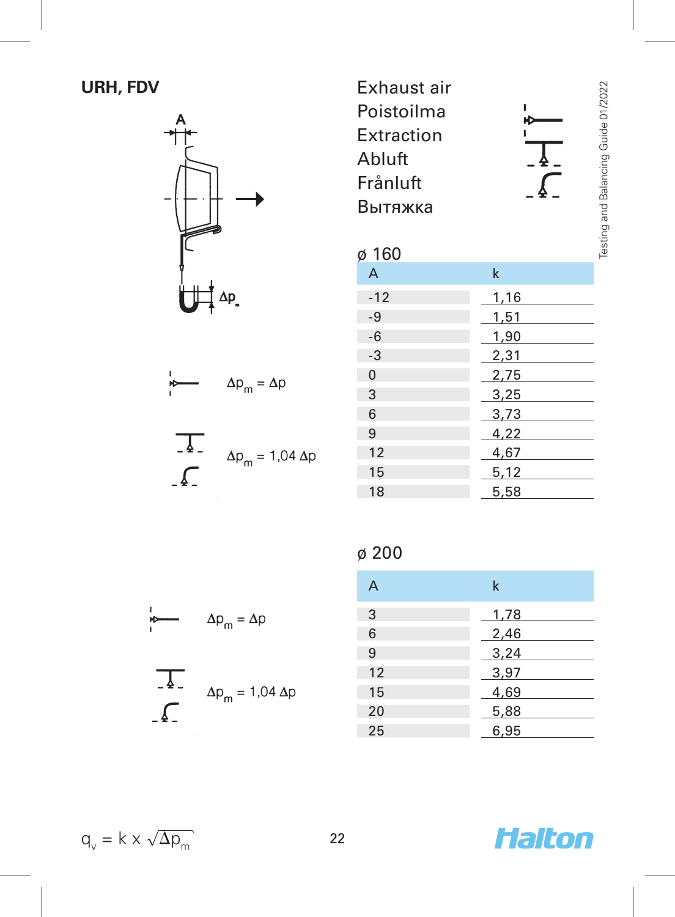## URH, FDV

Exhaust air
Poistoilma
Extraction
Abluft
Frånluft
Вытяжка

A

$\Delta p_m$

$\Delta p_m = \Delta p$

$\Delta p_m = 1{,}04\ \Delta p$

### ø 160

| A | k |
|---|---|
| -12 | 1,16 |
| -9 | 1,51 |
| -6 | 1,90 |
| -3 | 2,31 |
| 0 | 2,75 |
| 3 | 3,25 |
| 6 | 3,73 |
| 9 | 4,22 |
| 12 | 4,67 |
| 15 | 5,12 |
| 18 | 5,58 |

$\Delta p_m = \Delta p$

$\Delta p_m = 1{,}04\ \Delta p$

### ø 200

| A | k |
|---|---|
| 3 | 1,78 |
| 6 | 2,46 |
| 9 | 3,24 |
| 12 | 3,97 |
| 15 | 4,69 |
| 20 | 5,88 |
| 25 | 6,95 |

$q_v = k \times \sqrt{\Delta p_m}$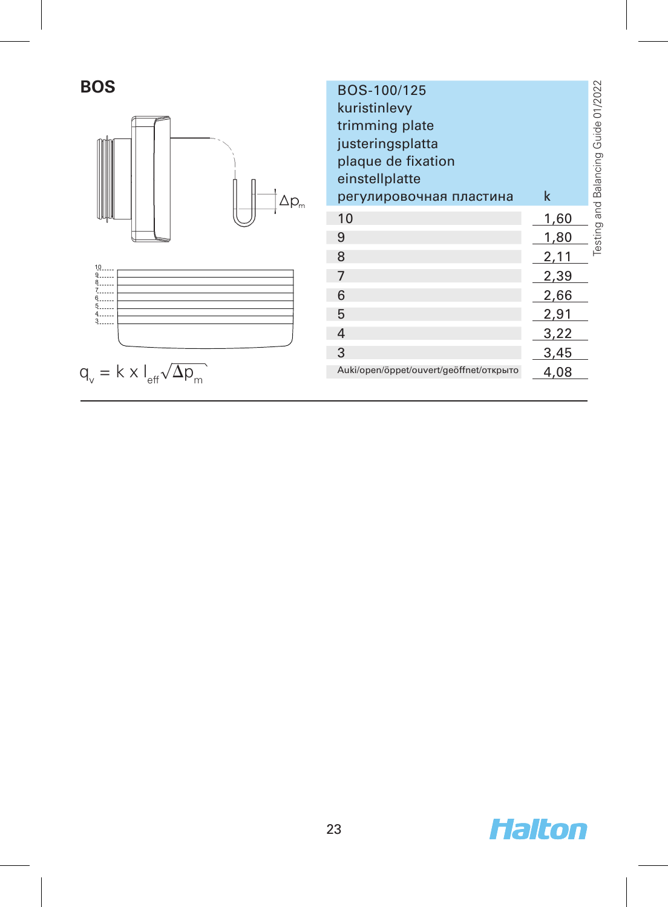## BOS

$\Delta p_m$

$$q_v = k \times l_{eff} \sqrt{\Delta p_m}$$

| BOS-100/125<br>kuristinlevy<br>trimming plate<br>justeringsplatta<br>plaque de fixation<br>einstellplatte<br>регулировочная пластина | k |
|---|---|
| 10 | 1,60 |
| 9 | 1,80 |
| 8 | 2,11 |
| 7 | 2,39 |
| 6 | 2,66 |
| 5 | 2,91 |
| 4 | 3,22 |
| 3 | 3,45 |
| Auki/open/öppet/ouvert/geöffnet/открыто | 4,08 |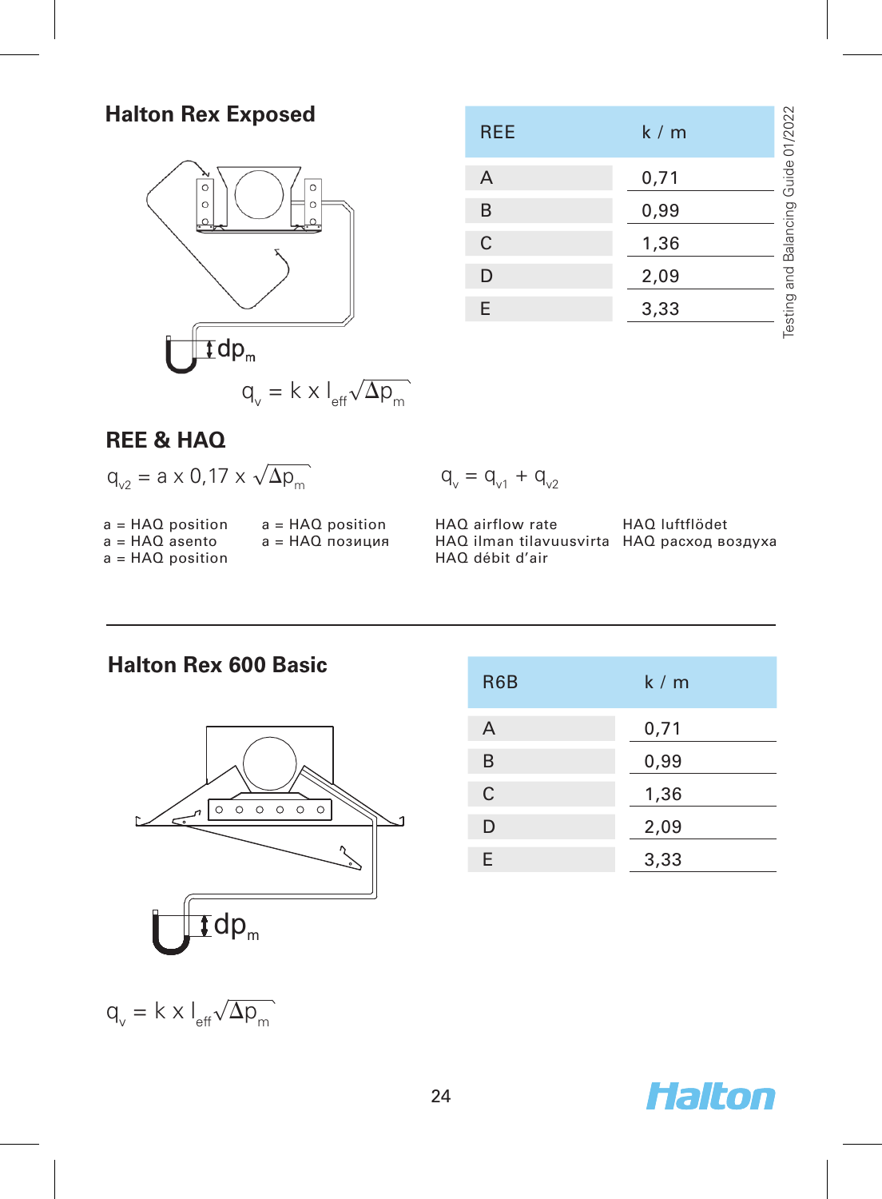## Halton Rex Exposed

$dp_m$

$$q_v = k \times l_{eff} \sqrt{\Delta p_m}$$

| REE | k / m |
|---|---|
| A | 0,71 |
| B | 0,99 |
| C | 1,36 |
| D | 2,09 |
| E | 3,33 |

## REE & HAQ

$$q_{v2} = a \times 0{,}17 \times \sqrt{\Delta p_m}$$

$$q_v = q_{v1} + q_{v2}$$

a = HAQ position
a = HAQ asento
a = HAQ position
a = HAQ position
a = HAQ позиция

HAQ airflow rate
HAQ ilman tilavuusvirta
HAQ débit d'air
HAQ luftflödet
HAQ расход воздуха

---

## Halton Rex 600 Basic

| R6B | k / m |
|---|---|
| A | 0,71 |
| B | 0,99 |
| C | 1,36 |
| D | 2,09 |
| E | 3,33 |

$dp_m$

$$q_v = k \times l_{eff} \sqrt{\Delta p_m}$$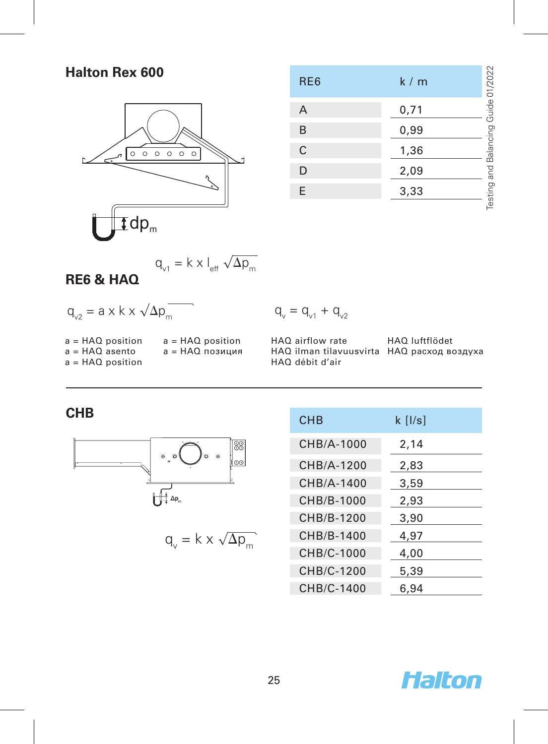## Halton Rex 600

| RE6 | k / m |
|---|---|
| A | 0,71 |
| B | 0,99 |
| C | 1,36 |
| D | 2,09 |
| E | 3,33 |

dp$_m$

$$q_{v1} = k \times l_{eff} \sqrt{\Delta p_m}$$

## RE6 & HAQ

$$q_{v2} = a \times k \times \sqrt{\Delta p_m}$$

$$q_v = q_{v1} + q_{v2}$$

a = HAQ position
a = HAQ asento
a = HAQ position

a = HAQ position
a = HAQ позиция

HAQ airflow rate
HAQ ilman tilavuusvirta
HAQ débit d'air

HAQ luftflödet
HAQ расход воздуха

## CHB

$\Delta p_m$

$$q_v = k \times \sqrt{\Delta p_m}$$

| CHB | k [l/s] |
|---|---|
| CHB/A-1000 | 2,14 |
| CHB/A-1200 | 2,83 |
| CHB/A-1400 | 3,59 |
| CHB/B-1000 | 2,93 |
| CHB/B-1200 | 3,90 |
| CHB/B-1400 | 4,97 |
| CHB/C-1000 | 4,00 |
| CHB/C-1200 | 5,39 |
| CHB/C-1400 | 6,94 |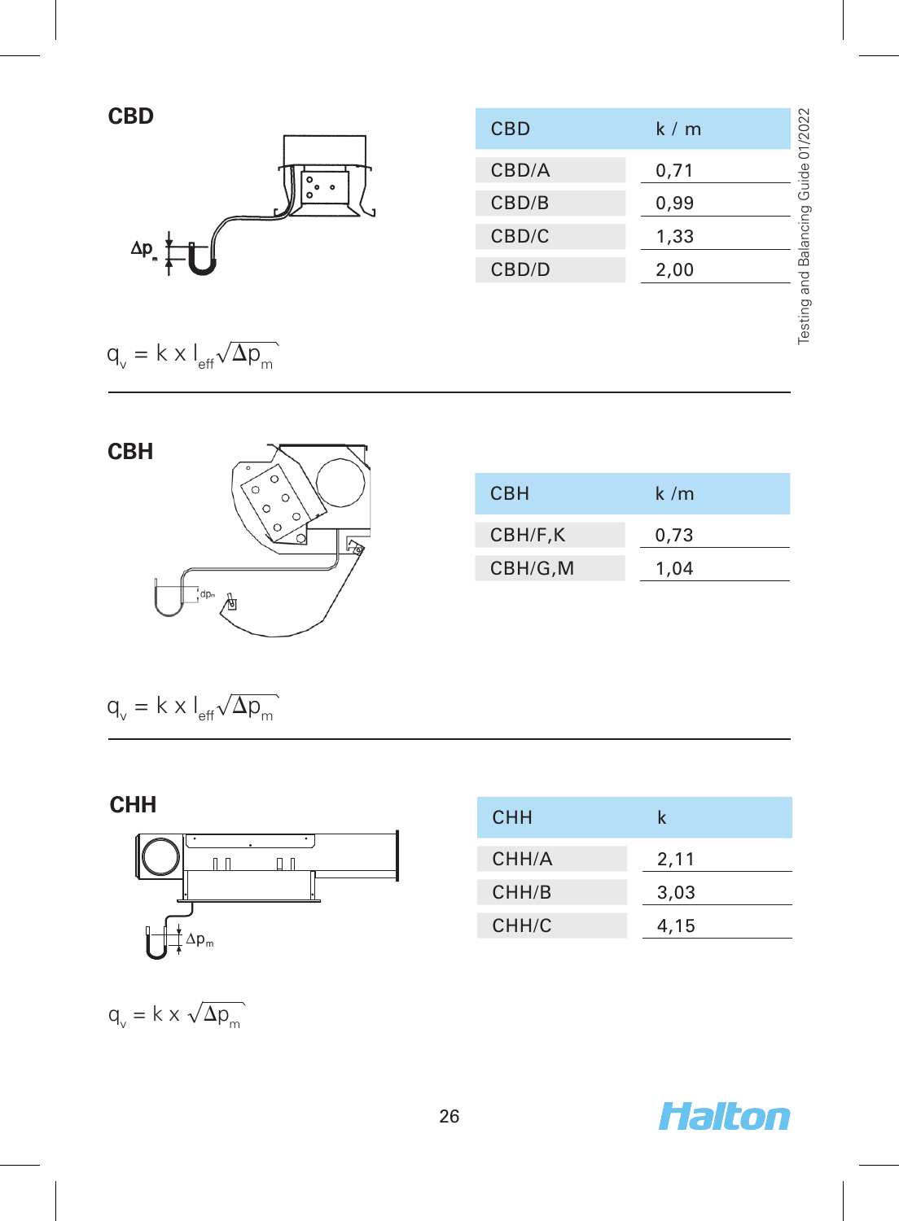## CBD

| CBD | k / m |
|---|---|
| CBD/A | 0,71 |
| CBD/B | 0,99 |
| CBD/C | 1,33 |
| CBD/D | 2,00 |

$$q_v = k \times l_{eff} \sqrt{\Delta p_m}$$

## CBH

| CBH | k /m |
|---|---|
| CBH/F,K | 0,73 |
| CBH/G,M | 1,04 |

$$q_v = k \times l_{eff} \sqrt{\Delta p_m}$$

## CHH

| CHH | k |
|---|---|
| CHH/A | 2,11 |
| CHH/B | 3,03 |
| CHH/C | 4,15 |

$$q_v = k \times \sqrt{\Delta p_m}$$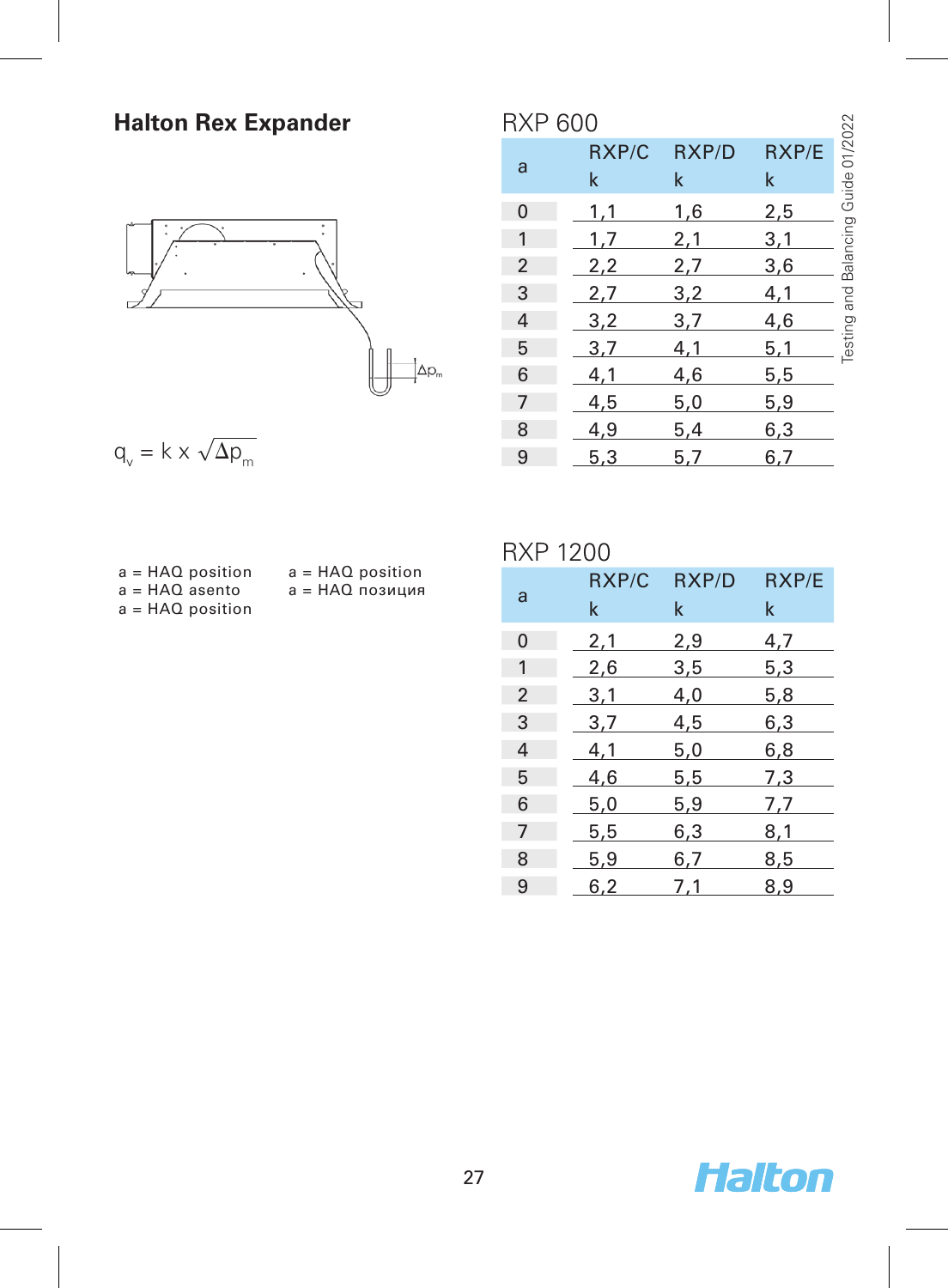# Halton Rex Expander

$$q_v = k \times \sqrt{\Delta p_m}$$

a = HAQ position
a = HAQ asento
a = HAQ position
a = HAQ position
a = HAQ позиция

## RXP 600

| a | RXP/C k | RXP/D k | RXP/E k |
|---|---|---|---|
| 0 | 1,1 | 1,6 | 2,5 |
| 1 | 1,7 | 2,1 | 3,1 |
| 2 | 2,2 | 2,7 | 3,6 |
| 3 | 2,7 | 3,2 | 4,1 |
| 4 | 3,2 | 3,7 | 4,6 |
| 5 | 3,7 | 4,1 | 5,1 |
| 6 | 4,1 | 4,6 | 5,5 |
| 7 | 4,5 | 5,0 | 5,9 |
| 8 | 4,9 | 5,4 | 6,3 |
| 9 | 5,3 | 5,7 | 6,7 |

## RXP 1200

| a | RXP/C k | RXP/D k | RXP/E k |
|---|---|---|---|
| 0 | 2,1 | 2,9 | 4,7 |
| 1 | 2,6 | 3,5 | 5,3 |
| 2 | 3,1 | 4,0 | 5,8 |
| 3 | 3,7 | 4,5 | 6,3 |
| 4 | 4,1 | 5,0 | 6,8 |
| 5 | 4,6 | 5,5 | 7,3 |
| 6 | 5,0 | 5,9 | 7,7 |
| 7 | 5,5 | 6,3 | 8,1 |
| 8 | 5,9 | 6,7 | 8,5 |
| 9 | 6,2 | 7,1 | 8,9 |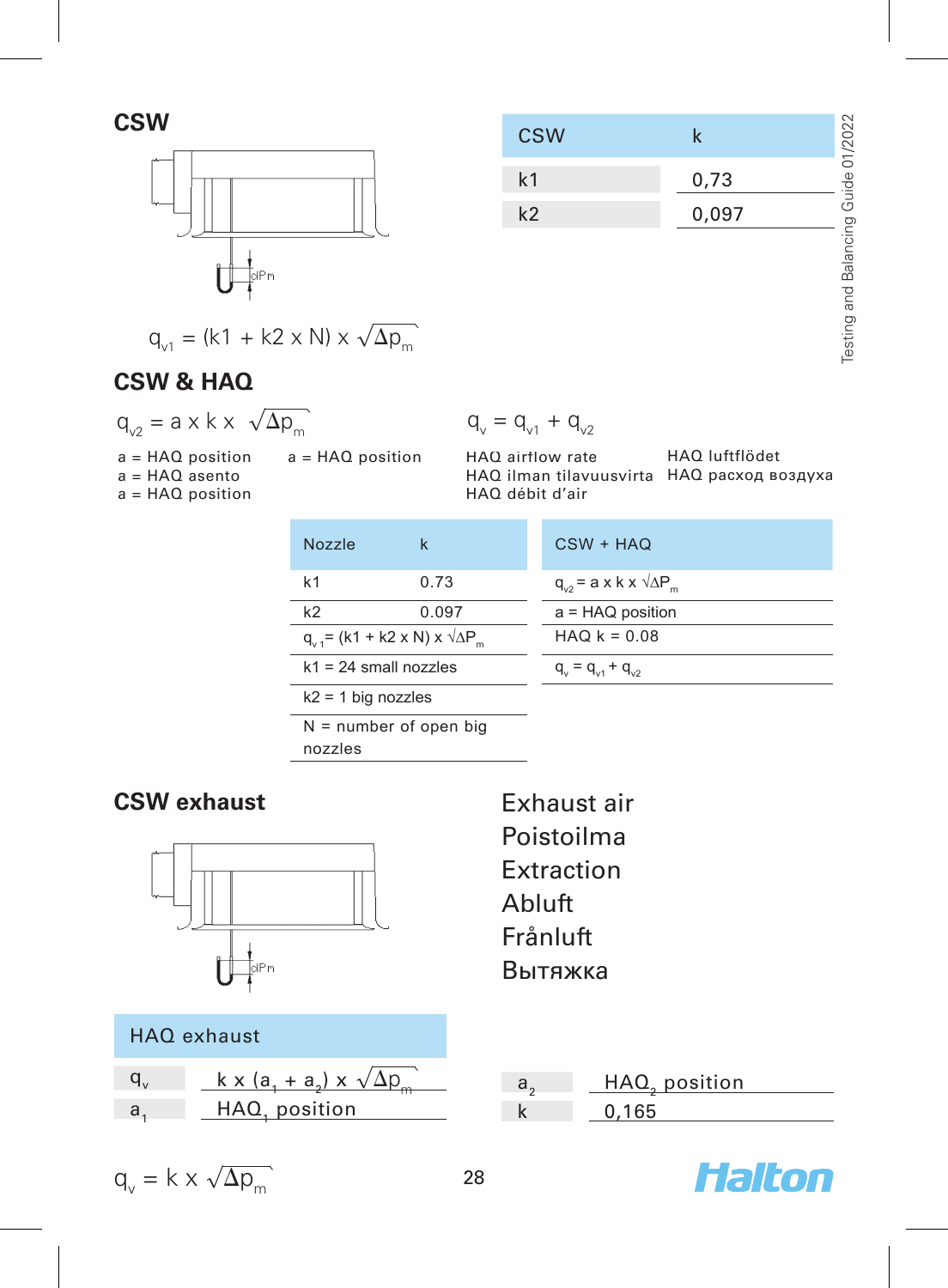## CSW

| CSW | k |
|---|---|
| k1 | 0,73 |
| k2 | 0,097 |

dPm

$$q_{v1} = (k1 + k2 \times N) \times \sqrt{\Delta p_m}$$

## CSW & HAQ

$$q_{v2} = a \times k \times \sqrt{\Delta p_m}$$

$$q_v = q_{v1} + q_{v2}$$

a = HAQ position
a = HAQ asento
a = HAQ position

a = HAQ position

HAQ airflow rate
HAQ ilman tilavuusvirta
HAQ débit d'air

HAQ luftflödet
HAQ расход воздуха

| Nozzle | k |
|---|---|
| k1 | 0.73 |
| k2 | 0.097 |
| $q_{v1} = (k1 + k2 \times N) \times \sqrt{\Delta P_m}$ | |
| k1 = 24 small nozzles | |
| k2 = 1 big nozzles | |
| N = number of open big nozzles | |

| CSW + HAQ |
|---|
| $q_{v2} = a \times k \times \sqrt{\Delta P_m}$ |
| a = HAQ position |
| HAQ k = 0.08 |
| $q_v = q_{v1} + q_{v2}$ |

## CSW exhaust

dPm

Exhaust air
Poistoilma
Extraction
Abluft
Frånluft
Вытяжка

| HAQ exhaust | |
|---|---|
| $q_v$ | $k \times (a_1 + a_2) \times \sqrt{\Delta p_m}$ |
| $a_1$ | $HAQ_1$ position |

| | |
|---|---|
| $a_2$ | $HAQ_2$ position |
| k | 0,165 |

$$q_v = k \times \sqrt{\Delta p_m}$$

Testing and Balancing Guide 01/2022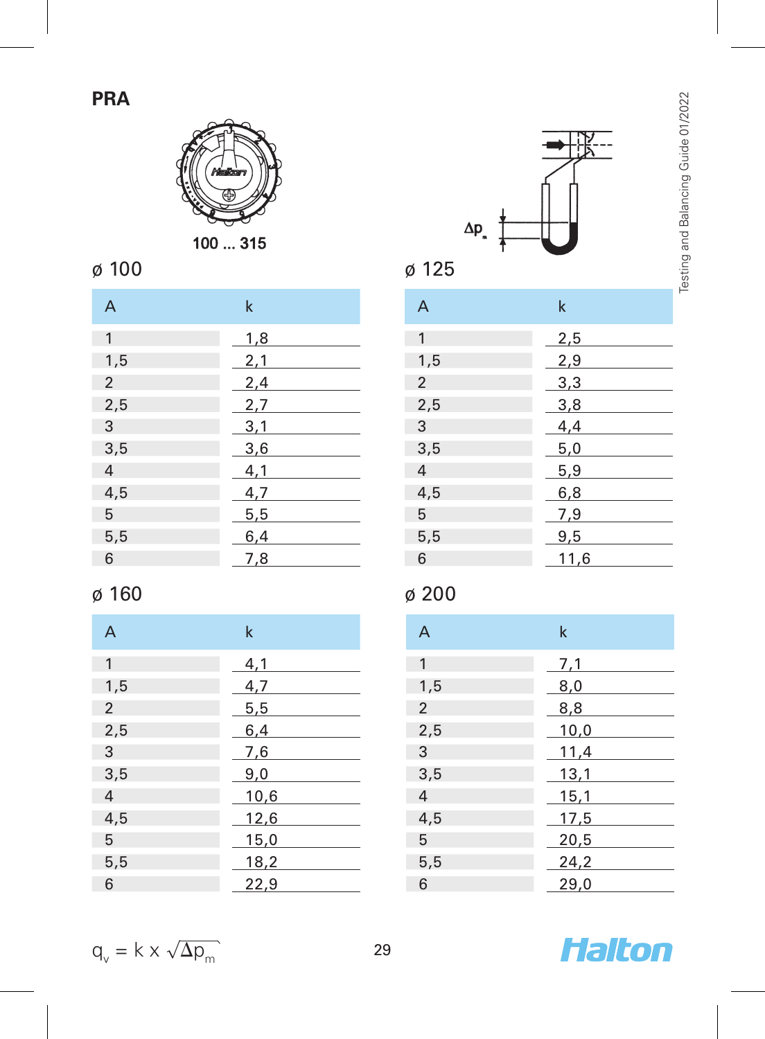# PRA

100 ... 315

$\Delta p_m$

## ø 100

| A | k |
|---|---|
| 1 | 1,8 |
| 1,5 | 2,1 |
| 2 | 2,4 |
| 2,5 | 2,7 |
| 3 | 3,1 |
| 3,5 | 3,6 |
| 4 | 4,1 |
| 4,5 | 4,7 |
| 5 | 5,5 |
| 5,5 | 6,4 |
| 6 | 7,8 |

## ø 125

| A | k |
|---|---|
| 1 | 2,5 |
| 1,5 | 2,9 |
| 2 | 3,3 |
| 2,5 | 3,8 |
| 3 | 4,4 |
| 3,5 | 5,0 |
| 4 | 5,9 |
| 4,5 | 6,8 |
| 5 | 7,9 |
| 5,5 | 9,5 |
| 6 | 11,6 |

## ø 160

| A | k |
|---|---|
| 1 | 4,1 |
| 1,5 | 4,7 |
| 2 | 5,5 |
| 2,5 | 6,4 |
| 3 | 7,6 |
| 3,5 | 9,0 |
| 4 | 10,6 |
| 4,5 | 12,6 |
| 5 | 15,0 |
| 5,5 | 18,2 |
| 6 | 22,9 |

## ø 200

| A | k |
|---|---|
| 1 | 7,1 |
| 1,5 | 8,0 |
| 2 | 8,8 |
| 2,5 | 10,0 |
| 3 | 11,4 |
| 3,5 | 13,1 |
| 4 | 15,1 |
| 4,5 | 17,5 |
| 5 | 20,5 |
| 5,5 | 24,2 |
| 6 | 29,0 |

$$q_v = k \times \sqrt{\Delta p_m}$$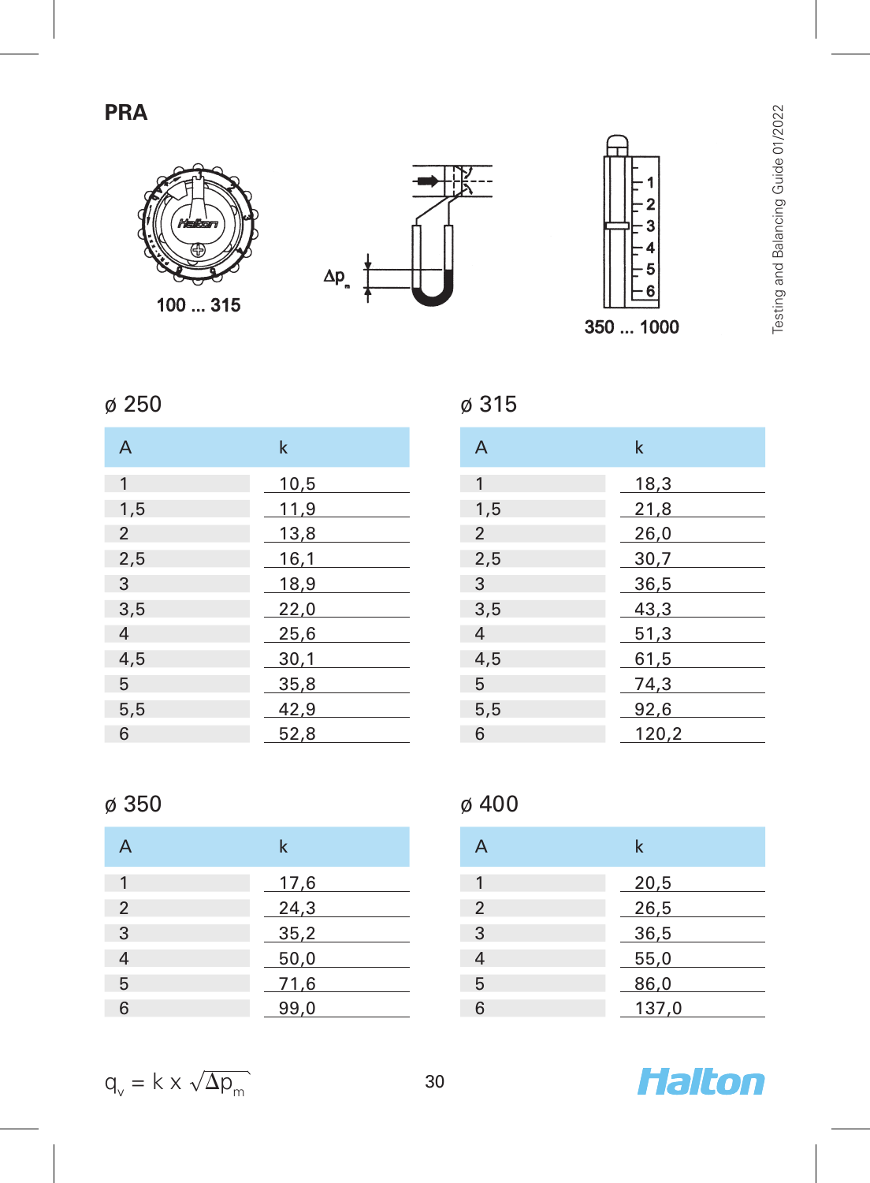# PRA

100 ... 315

$\Delta p_m$

350 ... 1000

### ø 250

| A | k |
|---|---|
| 1 | 10,5 |
| 1,5 | 11,9 |
| 2 | 13,8 |
| 2,5 | 16,1 |
| 3 | 18,9 |
| 3,5 | 22,0 |
| 4 | 25,6 |
| 4,5 | 30,1 |
| 5 | 35,8 |
| 5,5 | 42,9 |
| 6 | 52,8 |

### ø 315

| A | k |
|---|---|
| 1 | 18,3 |
| 1,5 | 21,8 |
| 2 | 26,0 |
| 2,5 | 30,7 |
| 3 | 36,5 |
| 3,5 | 43,3 |
| 4 | 51,3 |
| 4,5 | 61,5 |
| 5 | 74,3 |
| 5,5 | 92,6 |
| 6 | 120,2 |

### ø 350

| A | k |
|---|---|
| 1 | 17,6 |
| 2 | 24,3 |
| 3 | 35,2 |
| 4 | 50,0 |
| 5 | 71,6 |
| 6 | 99,0 |

### ø 400

| A | k |
|---|---|
| 1 | 20,5 |
| 2 | 26,5 |
| 3 | 36,5 |
| 4 | 55,0 |
| 5 | 86,0 |
| 6 | 137,0 |

$$q_v = k \times \sqrt{\Delta p_m}$$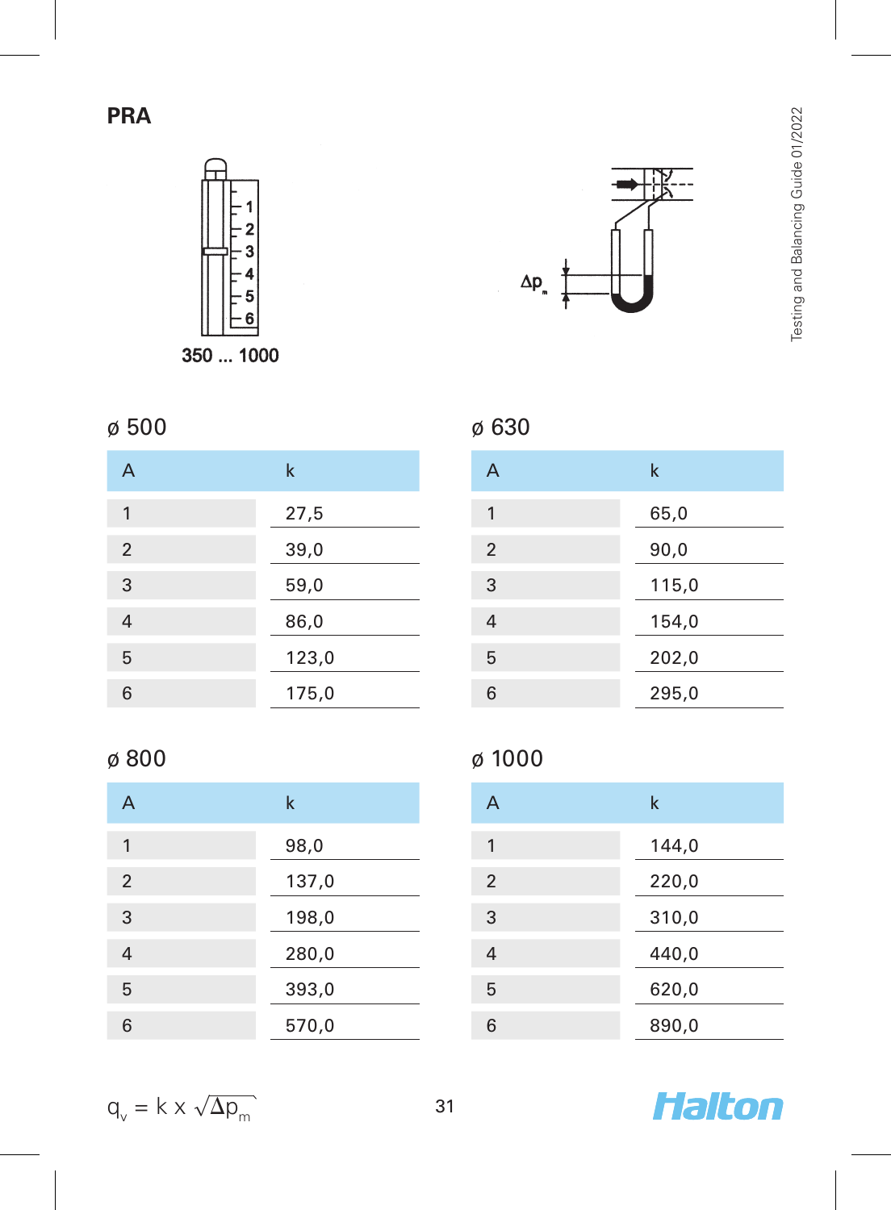# PRA

350 ... 1000

$\Delta p_m$

## ø 500

| A | k |
|---|---|
| 1 | 27,5 |
| 2 | 39,0 |
| 3 | 59,0 |
| 4 | 86,0 |
| 5 | 123,0 |
| 6 | 175,0 |

## ø 630

| A | k |
|---|---|
| 1 | 65,0 |
| 2 | 90,0 |
| 3 | 115,0 |
| 4 | 154,0 |
| 5 | 202,0 |
| 6 | 295,0 |

## ø 800

| A | k |
|---|---|
| 1 | 98,0 |
| 2 | 137,0 |
| 3 | 198,0 |
| 4 | 280,0 |
| 5 | 393,0 |
| 6 | 570,0 |

## ø 1000

| A | k |
|---|---|
| 1 | 144,0 |
| 2 | 220,0 |
| 3 | 310,0 |
| 4 | 440,0 |
| 5 | 620,0 |
| 6 | 890,0 |

$$q_v = k \times \sqrt{\Delta p_m}$$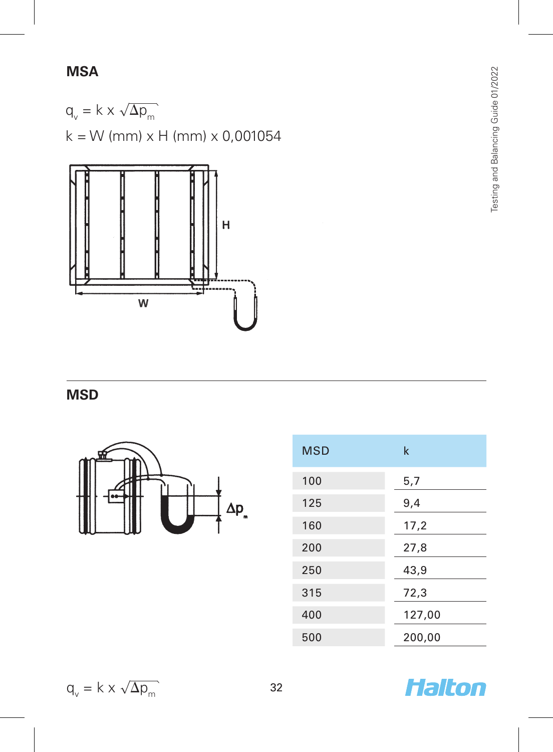## MSA

$q_v = k \times \sqrt{\Delta p_m}$

k = W (mm) x H (mm) x 0,001054

## MSD

| MSD | k |
|---|---|
| 100 | 5,7 |
| 125 | 9,4 |
| 160 | 17,2 |
| 200 | 27,8 |
| 250 | 43,9 |
| 315 | 72,3 |
| 400 | 127,00 |
| 500 | 200,00 |

$q_v = k \times \sqrt{\Delta p_m}$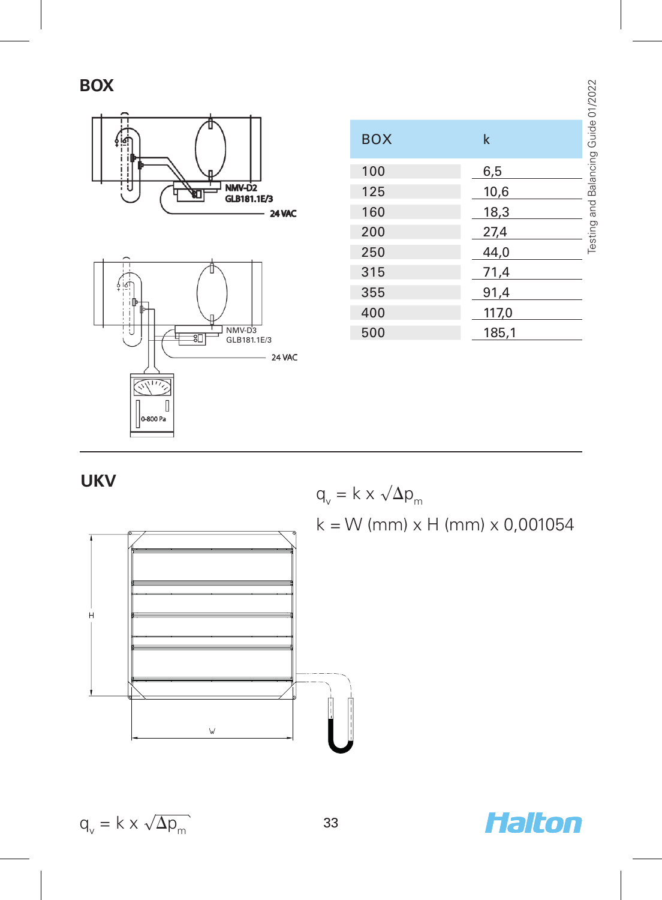## BOX

NMV-D2
GLB181.1E/3
24 VAC

NMV-D3
GLB181.1E/3
24 VAC

0-800 Pa

| BOX | k |
|---|---|
| 100 | 6,5 |
| 125 | 10,6 |
| 160 | 18,3 |
| 200 | 27,4 |
| 250 | 44,0 |
| 315 | 71,4 |
| 355 | 91,4 |
| 400 | 117,0 |
| 500 | 185,1 |

## UKV

$q_v = k \times \sqrt{\Delta p_m}$

$k = W\ (mm) \times H\ (mm) \times 0{,}001054$

H

W

$q_v = k \times \sqrt{\Delta p_m}$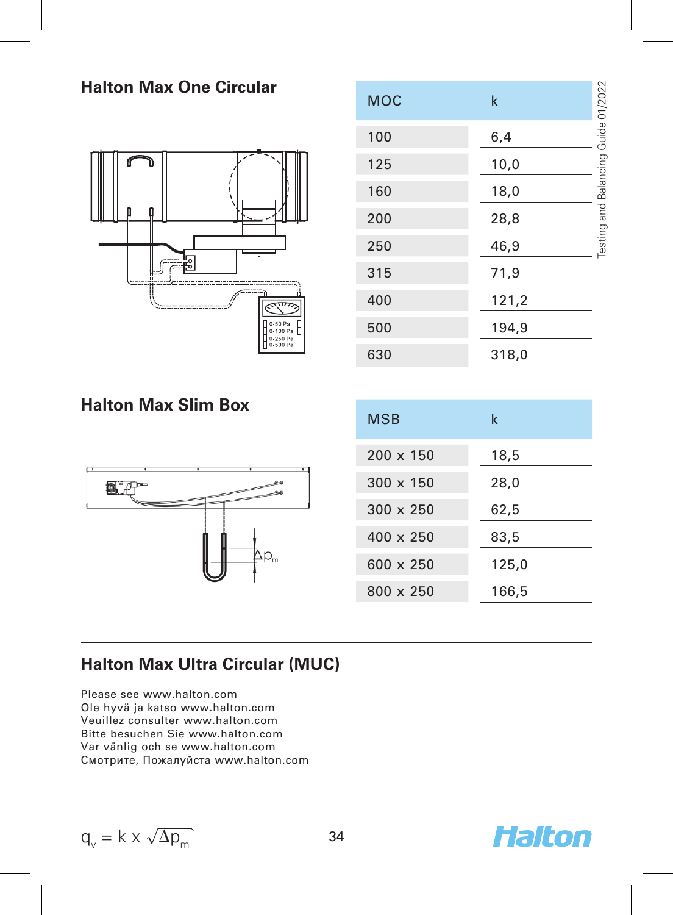## Halton Max One Circular

| MOC | k |
|---|---|
| 100 | 6,4 |
| 125 | 10,0 |
| 160 | 18,0 |
| 200 | 28,8 |
| 250 | 46,9 |
| 315 | 71,9 |
| 400 | 121,2 |
| 500 | 194,9 |
| 630 | 318,0 |

## Halton Max Slim Box

| MSB | k |
|---|---|
| 200 x 150 | 18,5 |
| 300 x 150 | 28,0 |
| 300 x 250 | 62,5 |
| 400 x 250 | 83,5 |
| 600 x 250 | 125,0 |
| 800 x 250 | 166,5 |

## Halton Max Ultra Circular (MUC)

Please see www.halton.com
Ole hyvä ja katso www.halton.com
Veuillez consulter www.halton.com
Bitte besuchen Sie www.halton.com
Var vänlig och se www.halton.com
Смотрите, Пожалуйста www.halton.com

$$q_v = k \times \sqrt{\Delta p_m}$$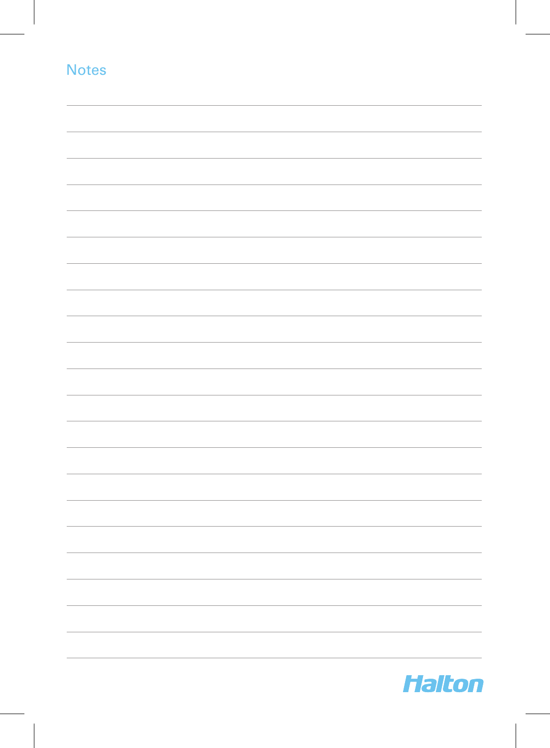# Notes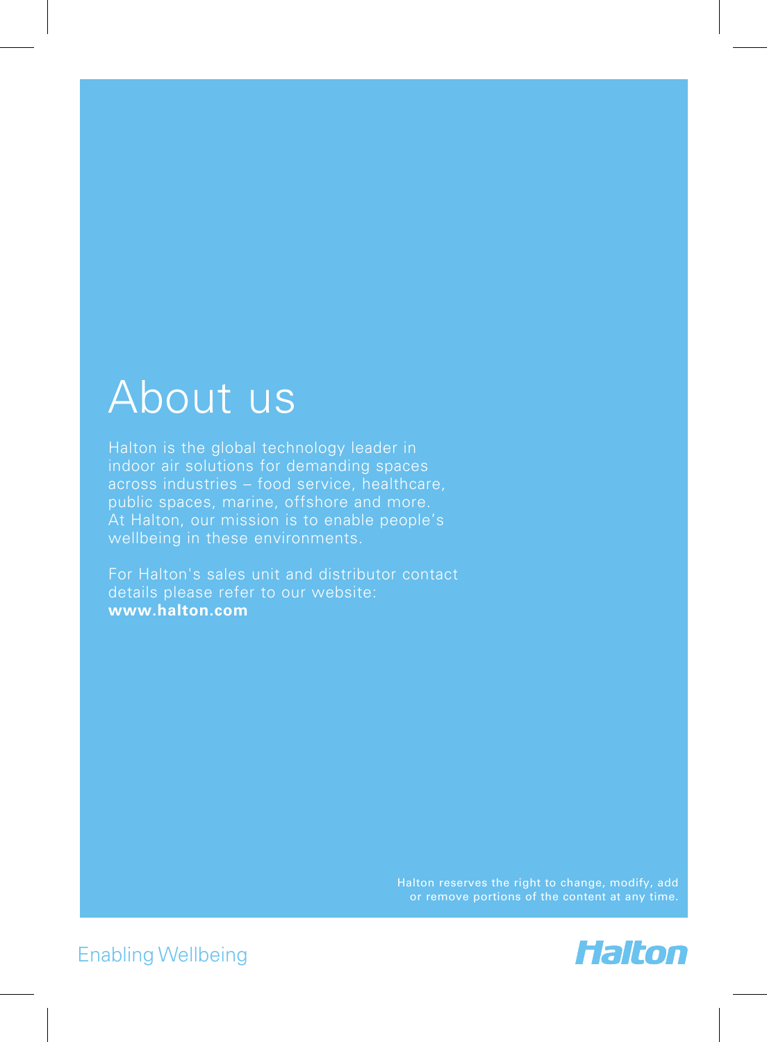# About us

Halton is the global technology leader in indoor air solutions for demanding spaces across industries – food service, healthcare, public spaces, marine, offshore and more. At Halton, our mission is to enable people's wellbeing in these environments.

For Halton's sales unit and distributor contact details please refer to our website: **www.halton.com**

Halton reserves the right to change, modify, add or remove portions of the content at any time.

Enabling Wellbeing

Halton